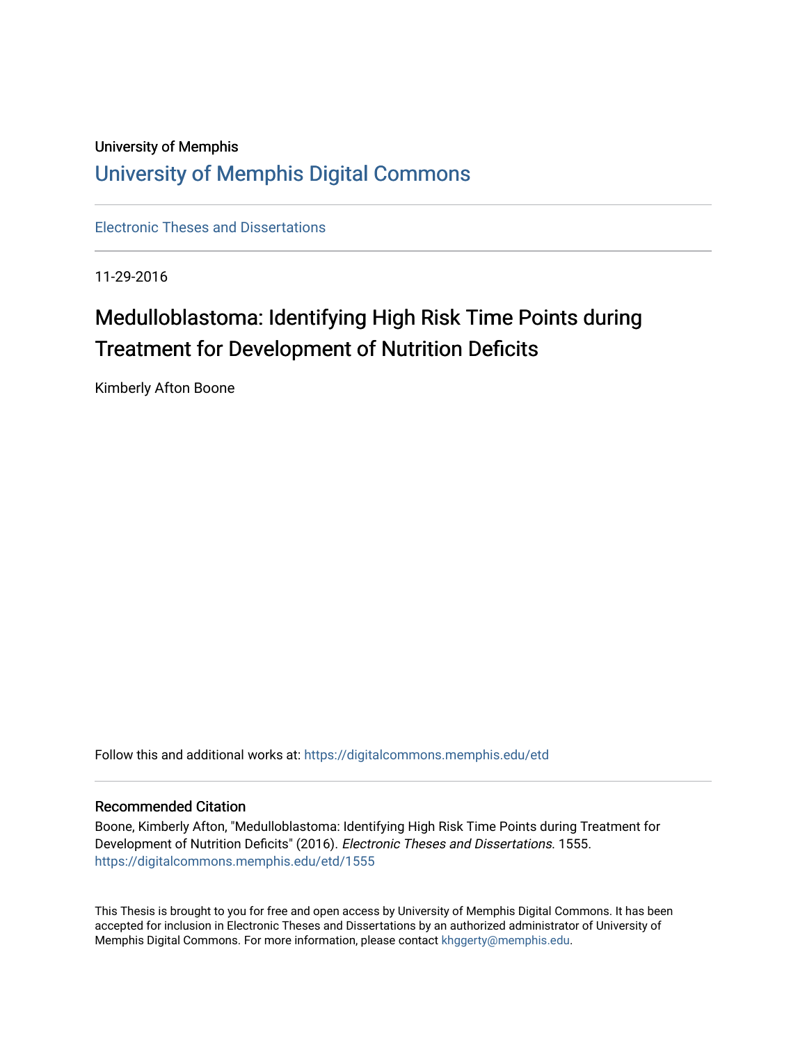University of Memphis

# University of Memphis Digital Commons

Electronic Theses and Dissertations

11-29-2016

## Medulloblastoma: Identifying High Risk Time Points during Treatment for Development of Nutrition Deficits

Kimberly Afton Boone

Follow this and additional works at: https://digitalcommons.memphis.edu/etd

### Recommended Citation

Boone, Kimberly Afton, "Medulloblastoma: Identifying High Risk Time Points during Treatment for Development of Nutrition Deficits" (2016). *Electronic Theses and Dissertations*. 1555.
https://digitalcommons.memphis.edu/etd/1555

This Thesis is brought to you for free and open access by University of Memphis Digital Commons. It has been accepted for inclusion in Electronic Theses and Dissertations by an authorized administrator of University of Memphis Digital Commons. For more information, please contact khggerty@memphis.edu.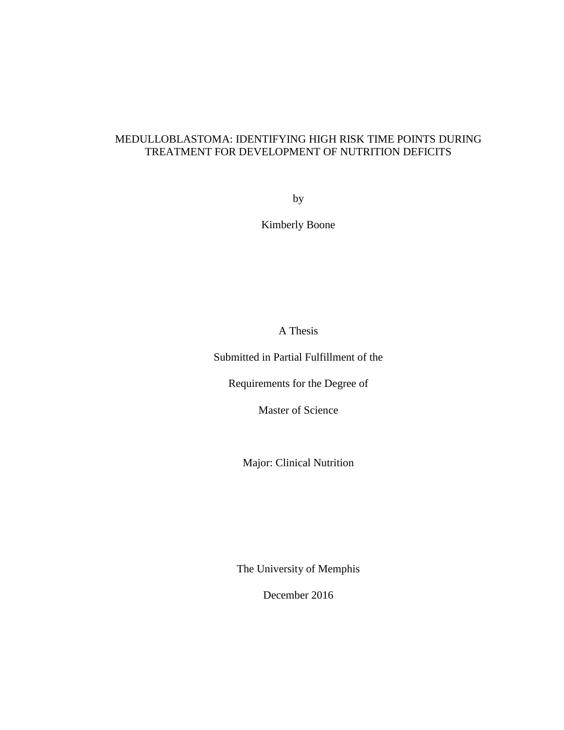MEDULLOBLASTOMA: IDENTIFYING HIGH RISK TIME POINTS DURING TREATMENT FOR DEVELOPMENT OF NUTRITION DEFICITS

by

Kimberly Boone

A Thesis

Submitted in Partial Fulfillment of the

Requirements for the Degree of

Master of Science

Major: Clinical Nutrition

The University of Memphis

December 2016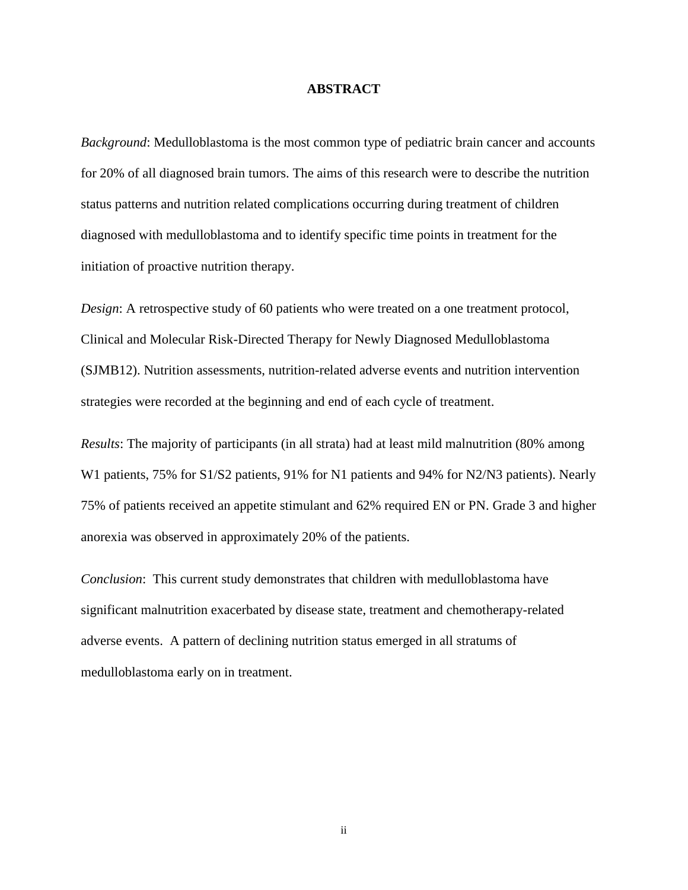# ABSTRACT

*Background*: Medulloblastoma is the most common type of pediatric brain cancer and accounts for 20% of all diagnosed brain tumors. The aims of this research were to describe the nutrition status patterns and nutrition related complications occurring during treatment of children diagnosed with medulloblastoma and to identify specific time points in treatment for the initiation of proactive nutrition therapy.

*Design*: A retrospective study of 60 patients who were treated on a one treatment protocol, Clinical and Molecular Risk-Directed Therapy for Newly Diagnosed Medulloblastoma (SJMB12). Nutrition assessments, nutrition-related adverse events and nutrition intervention strategies were recorded at the beginning and end of each cycle of treatment.

*Results*: The majority of participants (in all strata) had at least mild malnutrition (80% among W1 patients, 75% for S1/S2 patients, 91% for N1 patients and 94% for N2/N3 patients). Nearly 75% of patients received an appetite stimulant and 62% required EN or PN. Grade 3 and higher anorexia was observed in approximately 20% of the patients.

*Conclusion*: This current study demonstrates that children with medulloblastoma have significant malnutrition exacerbated by disease state, treatment and chemotherapy-related adverse events. A pattern of declining nutrition status emerged in all stratums of medulloblastoma early on in treatment.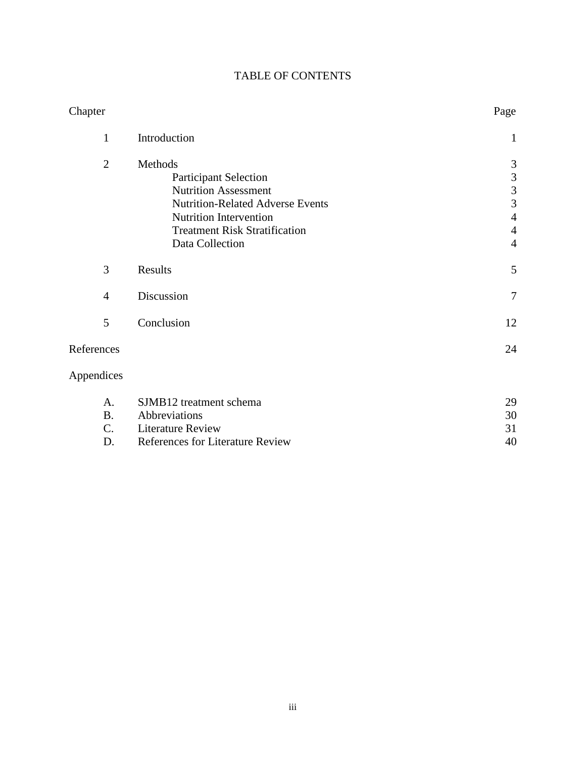# TABLE OF CONTENTS

| Chapter | | Page |
|---|---|---|
| 1 | Introduction | 1 |
| 2 | Methods | 3 |
| | Participant Selection | 3 |
| | Nutrition Assessment | 3 |
| | Nutrition-Related Adverse Events | 3 |
| | Nutrition Intervention | 4 |
| | Treatment Risk Stratification | 4 |
| | Data Collection | 4 |
| 3 | Results | 5 |
| 4 | Discussion | 7 |
| 5 | Conclusion | 12 |
| References | | 24 |
| Appendices | | |
| A. | SJMB12 treatment schema | 29 |
| B. | Abbreviations | 30 |
| C. | Literature Review | 31 |
| D. | References for Literature Review | 40 |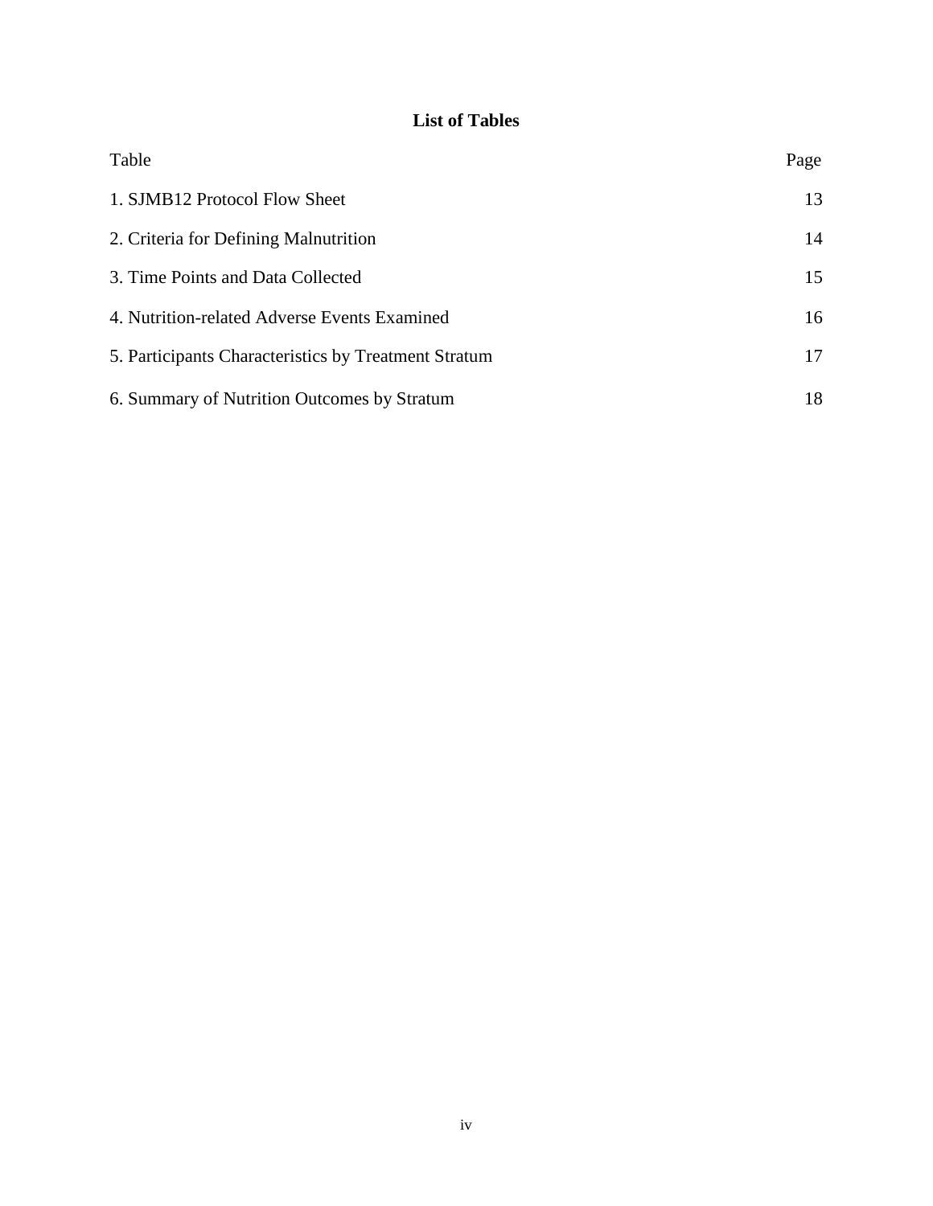# List of Tables

| Table | Page |
|---|---|
| 1. SJMB12 Protocol Flow Sheet | 13 |
| 2. Criteria for Defining Malnutrition | 14 |
| 3. Time Points and Data Collected | 15 |
| 4. Nutrition-related Adverse Events Examined | 16 |
| 5. Participants Characteristics by Treatment Stratum | 17 |
| 6. Summary of Nutrition Outcomes by Stratum | 18 |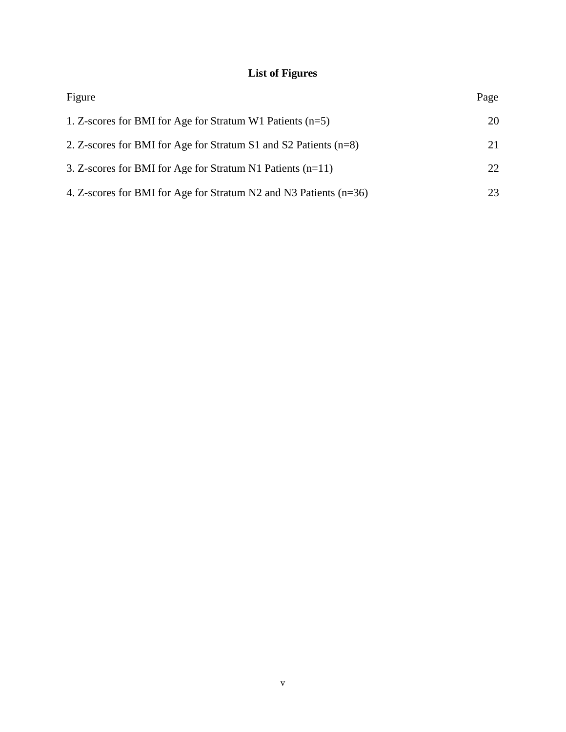# List of Figures

| Figure | Page |
|---|---|
| 1. Z-scores for BMI for Age for Stratum W1 Patients (n=5) | 20 |
| 2. Z-scores for BMI for Age for Stratum S1 and S2 Patients (n=8) | 21 |
| 3. Z-scores for BMI for Age for Stratum N1 Patients (n=11) | 22 |
| 4. Z-scores for BMI for Age for Stratum N2 and N3 Patients (n=36) | 23 |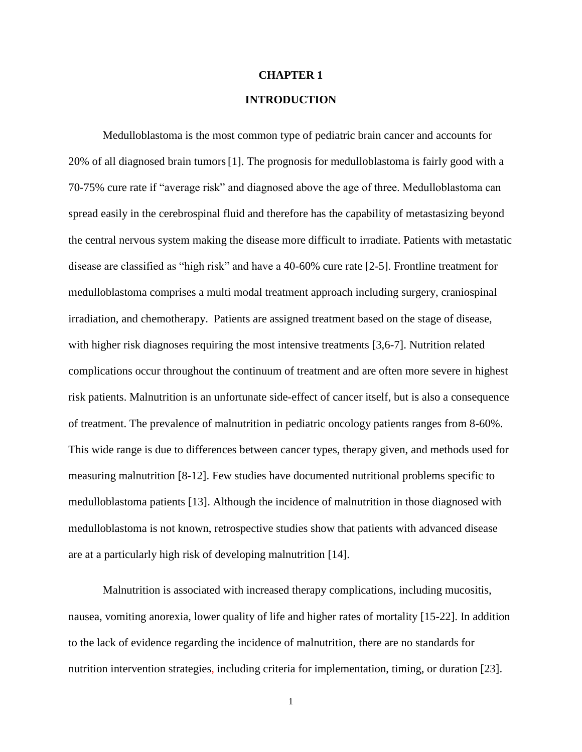# CHAPTER 1

# INTRODUCTION

Medulloblastoma is the most common type of pediatric brain cancer and accounts for 20% of all diagnosed brain tumors [1]. The prognosis for medulloblastoma is fairly good with a 70-75% cure rate if “average risk” and diagnosed above the age of three. Medulloblastoma can spread easily in the cerebrospinal fluid and therefore has the capability of metastasizing beyond the central nervous system making the disease more difficult to irradiate. Patients with metastatic disease are classified as “high risk” and have a 40-60% cure rate [2-5]. Frontline treatment for medulloblastoma comprises a multi modal treatment approach including surgery, craniospinal irradiation, and chemotherapy. Patients are assigned treatment based on the stage of disease, with higher risk diagnoses requiring the most intensive treatments [3,6-7]. Nutrition related complications occur throughout the continuum of treatment and are often more severe in highest risk patients. Malnutrition is an unfortunate side-effect of cancer itself, but is also a consequence of treatment. The prevalence of malnutrition in pediatric oncology patients ranges from 8-60%. This wide range is due to differences between cancer types, therapy given, and methods used for measuring malnutrition [8-12]. Few studies have documented nutritional problems specific to medulloblastoma patients [13]. Although the incidence of malnutrition in those diagnosed with medulloblastoma is not known, retrospective studies show that patients with advanced disease are at a particularly high risk of developing malnutrition [14].

Malnutrition is associated with increased therapy complications, including mucositis, nausea, vomiting anorexia, lower quality of life and higher rates of mortality [15-22]. In addition to the lack of evidence regarding the incidence of malnutrition, there are no standards for nutrition intervention strategies, including criteria for implementation, timing, or duration [23].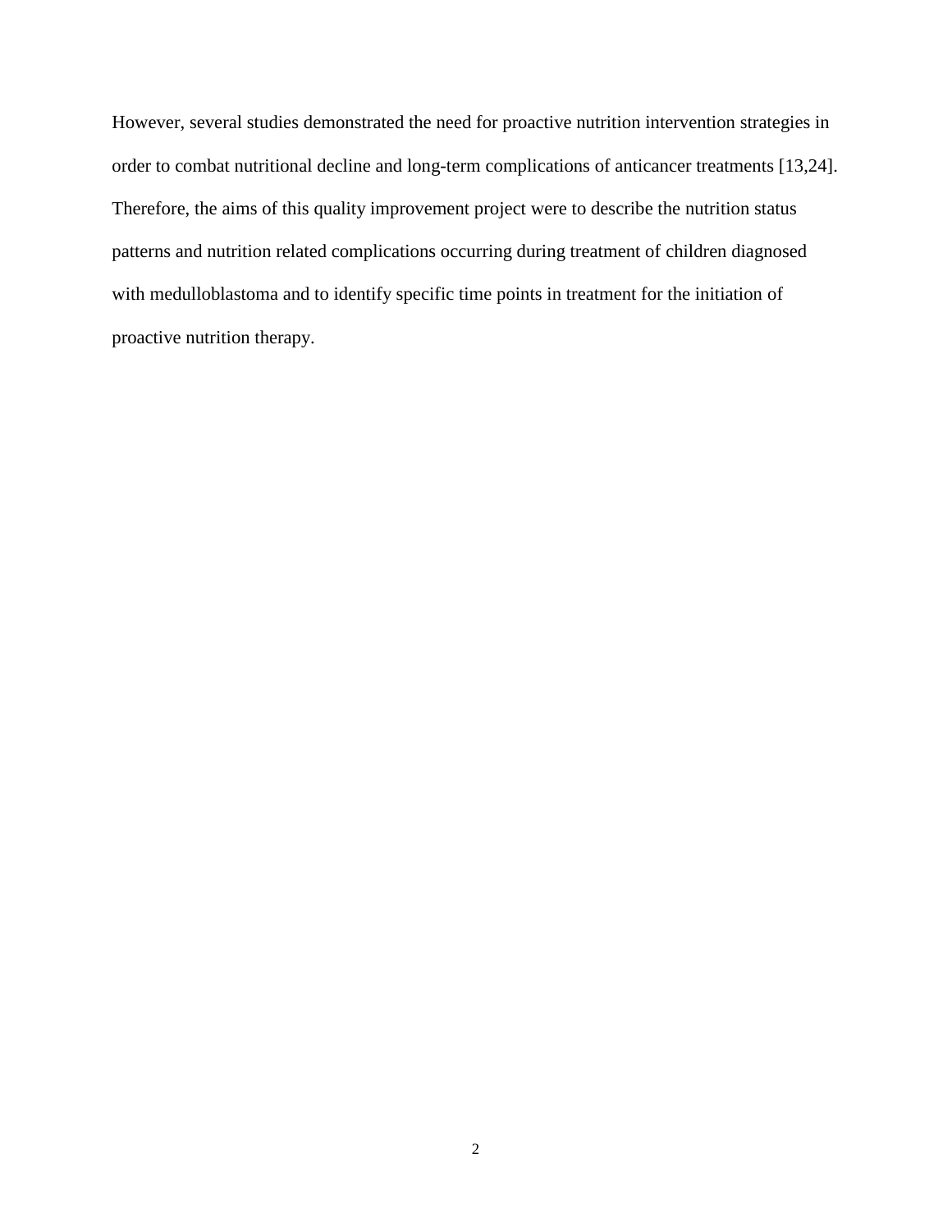However, several studies demonstrated the need for proactive nutrition intervention strategies in order to combat nutritional decline and long-term complications of anticancer treatments [13,24]. Therefore, the aims of this quality improvement project were to describe the nutrition status patterns and nutrition related complications occurring during treatment of children diagnosed with medulloblastoma and to identify specific time points in treatment for the initiation of proactive nutrition therapy.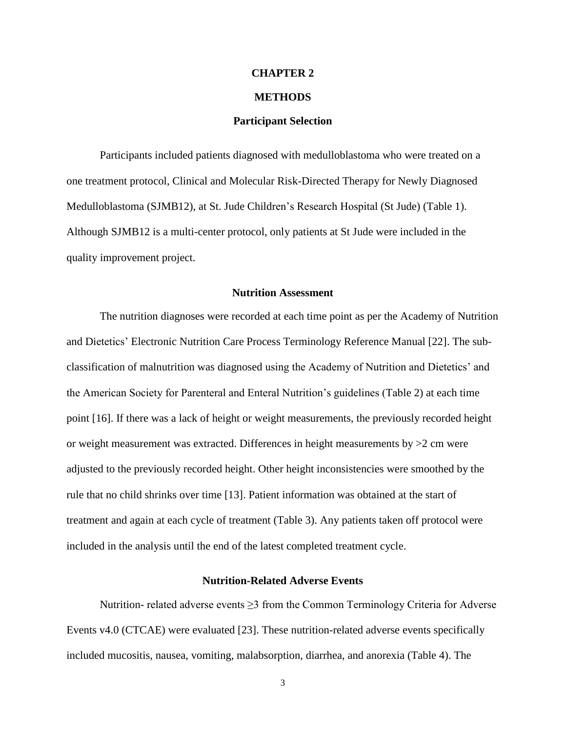# CHAPTER 2

# METHODS

## Participant Selection

Participants included patients diagnosed with medulloblastoma who were treated on a one treatment protocol, Clinical and Molecular Risk-Directed Therapy for Newly Diagnosed Medulloblastoma (SJMB12), at St. Jude Children's Research Hospital (St Jude) (Table 1). Although SJMB12 is a multi-center protocol, only patients at St Jude were included in the quality improvement project.

## Nutrition Assessment

The nutrition diagnoses were recorded at each time point as per the Academy of Nutrition and Dietetics' Electronic Nutrition Care Process Terminology Reference Manual [22]. The sub-classification of malnutrition was diagnosed using the Academy of Nutrition and Dietetics' and the American Society for Parenteral and Enteral Nutrition's guidelines (Table 2) at each time point [16]. If there was a lack of height or weight measurements, the previously recorded height or weight measurement was extracted. Differences in height measurements by >2 cm were adjusted to the previously recorded height. Other height inconsistencies were smoothed by the rule that no child shrinks over time [13]. Patient information was obtained at the start of treatment and again at each cycle of treatment (Table 3). Any patients taken off protocol were included in the analysis until the end of the latest completed treatment cycle.

## Nutrition-Related Adverse Events

Nutrition- related adverse events ≥3 from the Common Terminology Criteria for Adverse Events v4.0 (CTCAE) were evaluated [23]. These nutrition-related adverse events specifically included mucositis, nausea, vomiting, malabsorption, diarrhea, and anorexia (Table 4). The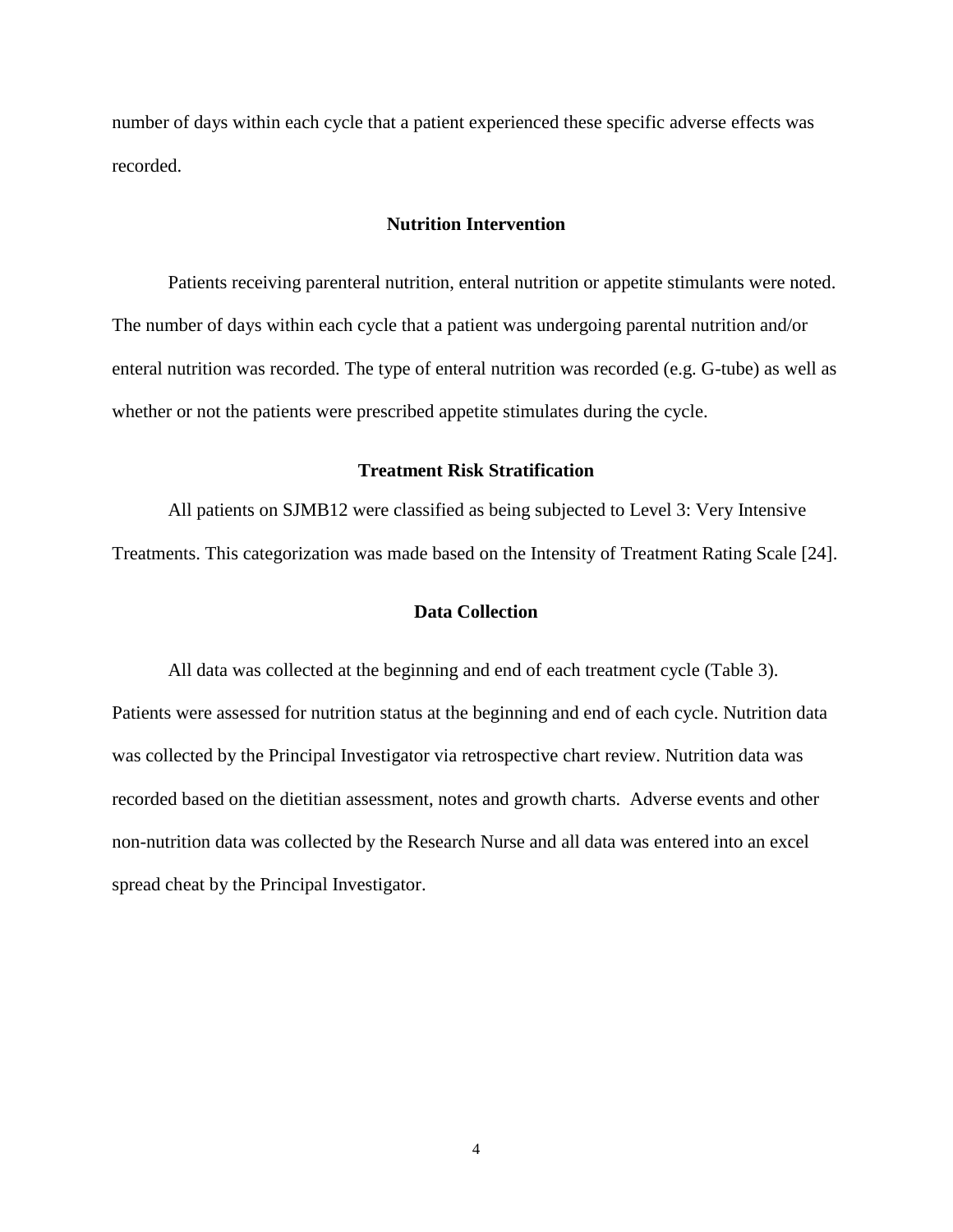number of days within each cycle that a patient experienced these specific adverse effects was recorded.

## Nutrition Intervention

Patients receiving parenteral nutrition, enteral nutrition or appetite stimulants were noted. The number of days within each cycle that a patient was undergoing parental nutrition and/or enteral nutrition was recorded. The type of enteral nutrition was recorded (e.g. G-tube) as well as whether or not the patients were prescribed appetite stimulates during the cycle.

## Treatment Risk Stratification

All patients on SJMB12 were classified as being subjected to Level 3: Very Intensive Treatments. This categorization was made based on the Intensity of Treatment Rating Scale [24].

## Data Collection

All data was collected at the beginning and end of each treatment cycle (Table 3). Patients were assessed for nutrition status at the beginning and end of each cycle. Nutrition data was collected by the Principal Investigator via retrospective chart review. Nutrition data was recorded based on the dietitian assessment, notes and growth charts. Adverse events and other non-nutrition data was collected by the Research Nurse and all data was entered into an excel spread cheat by the Principal Investigator.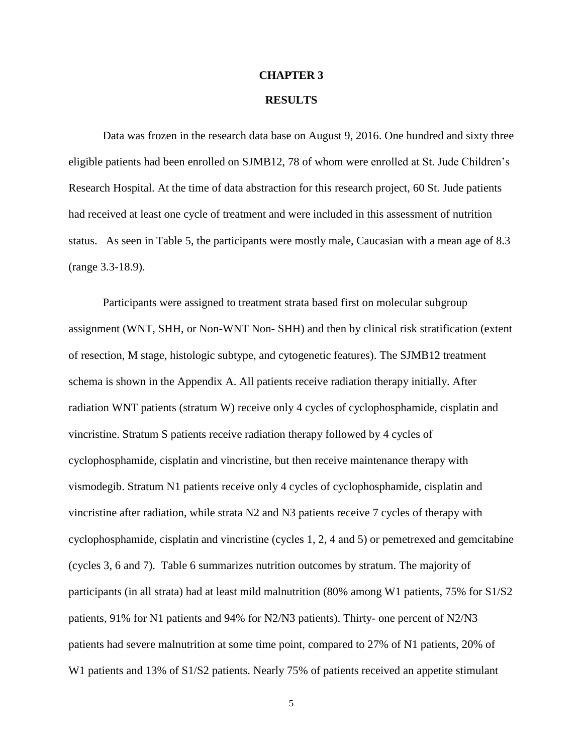# CHAPTER 3

## RESULTS

Data was frozen in the research data base on August 9, 2016. One hundred and sixty three eligible patients had been enrolled on SJMB12, 78 of whom were enrolled at St. Jude Children's Research Hospital. At the time of data abstraction for this research project, 60 St. Jude patients had received at least one cycle of treatment and were included in this assessment of nutrition status. As seen in Table 5, the participants were mostly male, Caucasian with a mean age of 8.3 (range 3.3-18.9).

Participants were assigned to treatment strata based first on molecular subgroup assignment (WNT, SHH, or Non-WNT Non- SHH) and then by clinical risk stratification (extent of resection, M stage, histologic subtype, and cytogenetic features). The SJMB12 treatment schema is shown in the Appendix A. All patients receive radiation therapy initially. After radiation WNT patients (stratum W) receive only 4 cycles of cyclophosphamide, cisplatin and vincristine. Stratum S patients receive radiation therapy followed by 4 cycles of cyclophosphamide, cisplatin and vincristine, but then receive maintenance therapy with vismodegib. Stratum N1 patients receive only 4 cycles of cyclophosphamide, cisplatin and vincristine after radiation, while strata N2 and N3 patients receive 7 cycles of therapy with cyclophosphamide, cisplatin and vincristine (cycles 1, 2, 4 and 5) or pemetrexed and gemcitabine (cycles 3, 6 and 7). Table 6 summarizes nutrition outcomes by stratum. The majority of participants (in all strata) had at least mild malnutrition (80% among W1 patients, 75% for S1/S2 patients, 91% for N1 patients and 94% for N2/N3 patients). Thirty- one percent of N2/N3 patients had severe malnutrition at some time point, compared to 27% of N1 patients, 20% of W1 patients and 13% of S1/S2 patients. Nearly 75% of patients received an appetite stimulant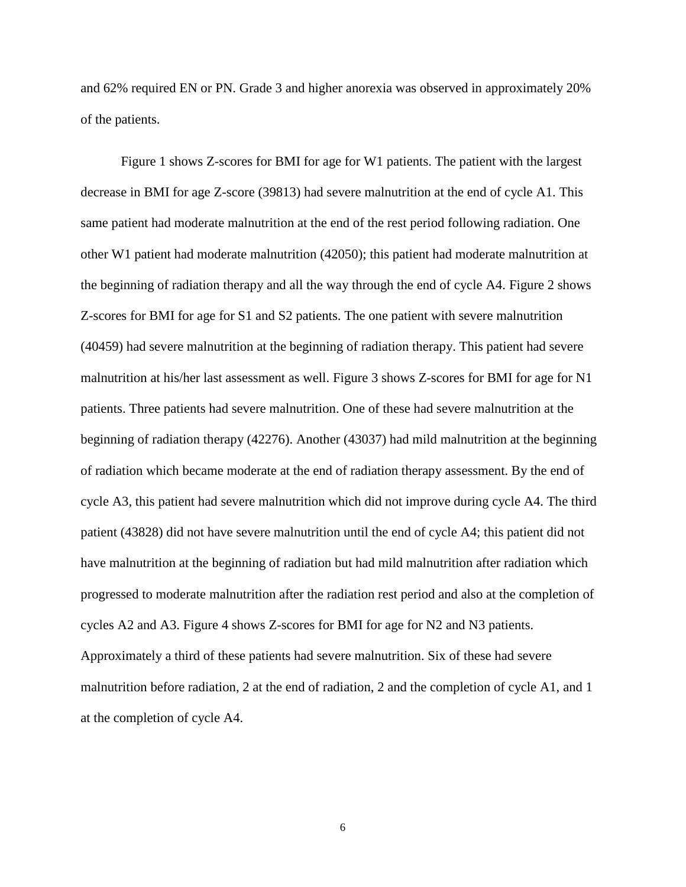and 62% required EN or PN. Grade 3 and higher anorexia was observed in approximately 20% of the patients.

Figure 1 shows Z-scores for BMI for age for W1 patients. The patient with the largest decrease in BMI for age Z-score (39813) had severe malnutrition at the end of cycle A1. This same patient had moderate malnutrition at the end of the rest period following radiation. One other W1 patient had moderate malnutrition (42050); this patient had moderate malnutrition at the beginning of radiation therapy and all the way through the end of cycle A4. Figure 2 shows Z-scores for BMI for age for S1 and S2 patients. The one patient with severe malnutrition (40459) had severe malnutrition at the beginning of radiation therapy. This patient had severe malnutrition at his/her last assessment as well. Figure 3 shows Z-scores for BMI for age for N1 patients. Three patients had severe malnutrition. One of these had severe malnutrition at the beginning of radiation therapy (42276). Another (43037) had mild malnutrition at the beginning of radiation which became moderate at the end of radiation therapy assessment. By the end of cycle A3, this patient had severe malnutrition which did not improve during cycle A4. The third patient (43828) did not have severe malnutrition until the end of cycle A4; this patient did not have malnutrition at the beginning of radiation but had mild malnutrition after radiation which progressed to moderate malnutrition after the radiation rest period and also at the completion of cycles A2 and A3. Figure 4 shows Z-scores for BMI for age for N2 and N3 patients. Approximately a third of these patients had severe malnutrition. Six of these had severe malnutrition before radiation, 2 at the end of radiation, 2 and the completion of cycle A1, and 1 at the completion of cycle A4.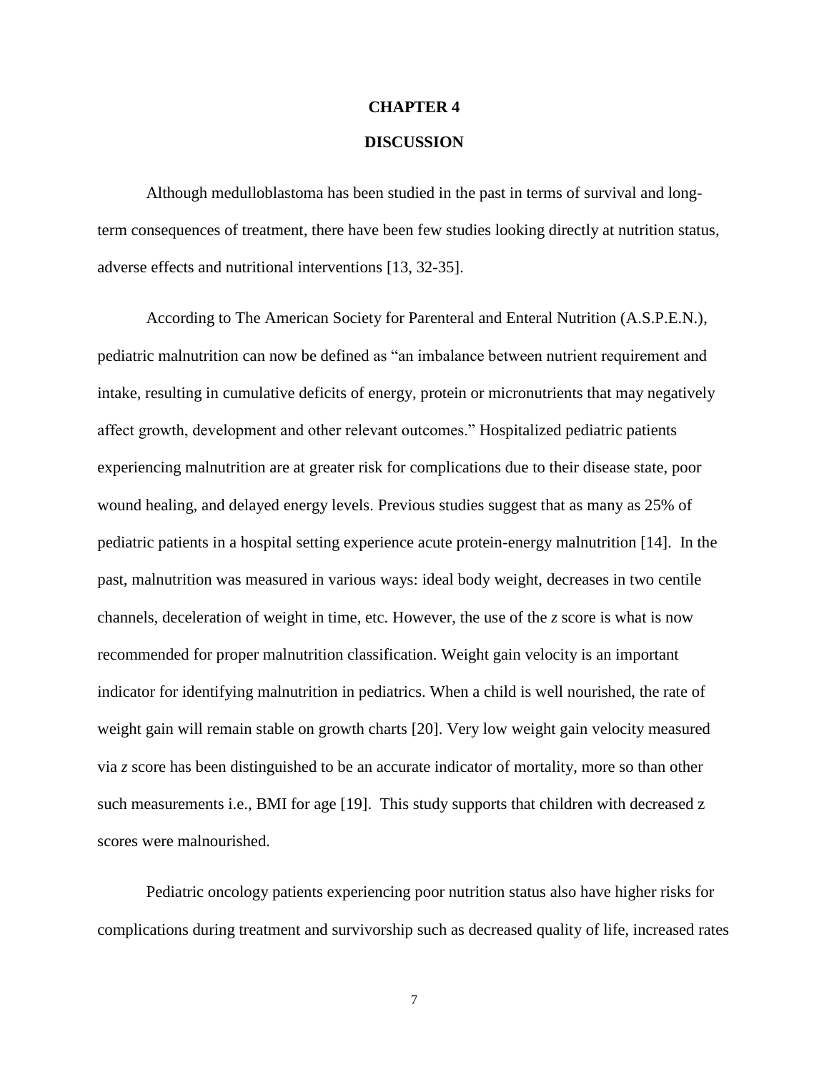# CHAPTER 4

# DISCUSSION

Although medulloblastoma has been studied in the past in terms of survival and long-term consequences of treatment, there have been few studies looking directly at nutrition status, adverse effects and nutritional interventions [13, 32-35].

According to The American Society for Parenteral and Enteral Nutrition (A.S.P.E.N.), pediatric malnutrition can now be defined as "an imbalance between nutrient requirement and intake, resulting in cumulative deficits of energy, protein or micronutrients that may negatively affect growth, development and other relevant outcomes." Hospitalized pediatric patients experiencing malnutrition are at greater risk for complications due to their disease state, poor wound healing, and delayed energy levels. Previous studies suggest that as many as 25% of pediatric patients in a hospital setting experience acute protein-energy malnutrition [14]. In the past, malnutrition was measured in various ways: ideal body weight, decreases in two centile channels, deceleration of weight in time, etc. However, the use of the *z* score is what is now recommended for proper malnutrition classification. Weight gain velocity is an important indicator for identifying malnutrition in pediatrics. When a child is well nourished, the rate of weight gain will remain stable on growth charts [20]. Very low weight gain velocity measured via *z* score has been distinguished to be an accurate indicator of mortality, more so than other such measurements i.e., BMI for age [19]. This study supports that children with decreased z scores were malnourished.

Pediatric oncology patients experiencing poor nutrition status also have higher risks for complications during treatment and survivorship such as decreased quality of life, increased rates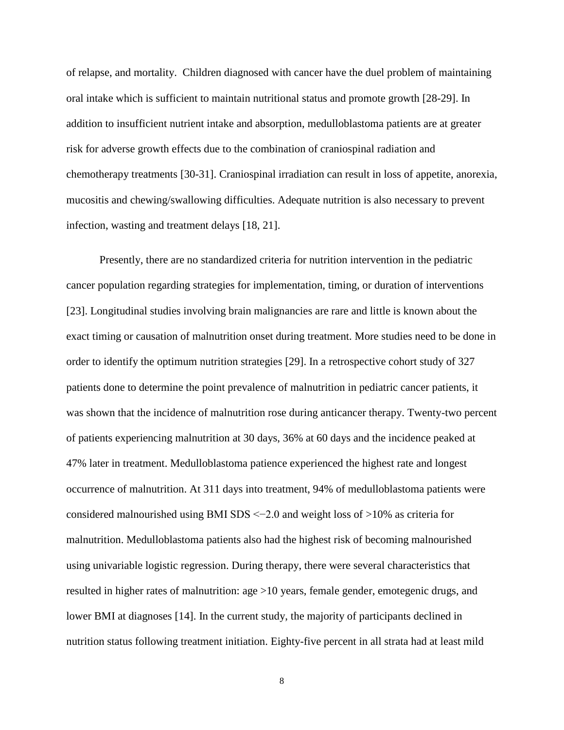of relapse, and mortality. Children diagnosed with cancer have the duel problem of maintaining oral intake which is sufficient to maintain nutritional status and promote growth [28-29]. In addition to insufficient nutrient intake and absorption, medulloblastoma patients are at greater risk for adverse growth effects due to the combination of craniospinal radiation and chemotherapy treatments [30-31]. Craniospinal irradiation can result in loss of appetite, anorexia, mucositis and chewing/swallowing difficulties. Adequate nutrition is also necessary to prevent infection, wasting and treatment delays [18, 21].

Presently, there are no standardized criteria for nutrition intervention in the pediatric cancer population regarding strategies for implementation, timing, or duration of interventions [23]. Longitudinal studies involving brain malignancies are rare and little is known about the exact timing or causation of malnutrition onset during treatment. More studies need to be done in order to identify the optimum nutrition strategies [29]. In a retrospective cohort study of 327 patients done to determine the point prevalence of malnutrition in pediatric cancer patients, it was shown that the incidence of malnutrition rose during anticancer therapy. Twenty-two percent of patients experiencing malnutrition at 30 days, 36% at 60 days and the incidence peaked at 47% later in treatment. Medulloblastoma patience experienced the highest rate and longest occurrence of malnutrition. At 311 days into treatment, 94% of medulloblastoma patients were considered malnourished using BMI SDS $<-2.0$ and weight loss of $>10\%$ as criteria for malnutrition. Medulloblastoma patients also had the highest risk of becoming malnourished using univariable logistic regression. During therapy, there were several characteristics that resulted in higher rates of malnutrition: age >10 years, female gender, emotegenic drugs, and lower BMI at diagnoses [14]. In the current study, the majority of participants declined in nutrition status following treatment initiation. Eighty-five percent in all strata had at least mild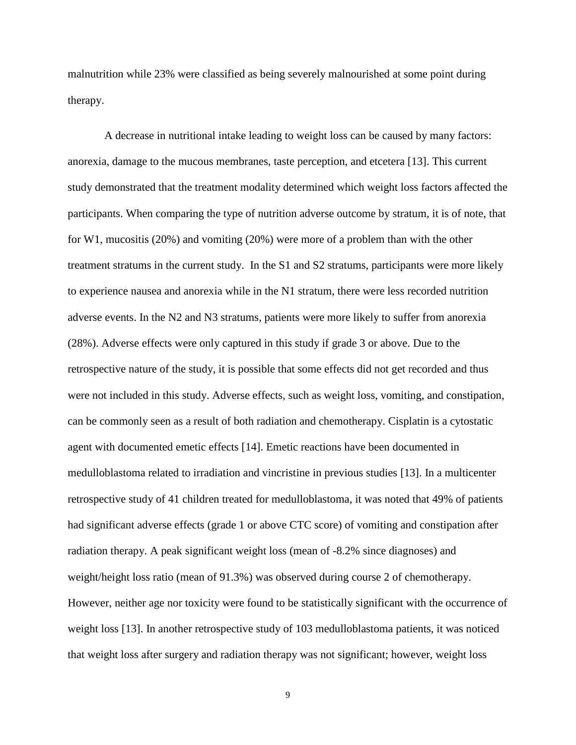malnutrition while 23% were classified as being severely malnourished at some point during therapy.

A decrease in nutritional intake leading to weight loss can be caused by many factors: anorexia, damage to the mucous membranes, taste perception, and etcetera [13]. This current study demonstrated that the treatment modality determined which weight loss factors affected the participants. When comparing the type of nutrition adverse outcome by stratum, it is of note, that for W1, mucositis (20%) and vomiting (20%) were more of a problem than with the other treatment stratums in the current study. In the S1 and S2 stratums, participants were more likely to experience nausea and anorexia while in the N1 stratum, there were less recorded nutrition adverse events. In the N2 and N3 stratums, patients were more likely to suffer from anorexia (28%). Adverse effects were only captured in this study if grade 3 or above. Due to the retrospective nature of the study, it is possible that some effects did not get recorded and thus were not included in this study. Adverse effects, such as weight loss, vomiting, and constipation, can be commonly seen as a result of both radiation and chemotherapy. Cisplatin is a cytostatic agent with documented emetic effects [14]. Emetic reactions have been documented in medulloblastoma related to irradiation and vincristine in previous studies [13]. In a multicenter retrospective study of 41 children treated for medulloblastoma, it was noted that 49% of patients had significant adverse effects (grade 1 or above CTC score) of vomiting and constipation after radiation therapy. A peak significant weight loss (mean of -8.2% since diagnoses) and weight/height loss ratio (mean of 91.3%) was observed during course 2 of chemotherapy. However, neither age nor toxicity were found to be statistically significant with the occurrence of weight loss [13]. In another retrospective study of 103 medulloblastoma patients, it was noticed that weight loss after surgery and radiation therapy was not significant; however, weight loss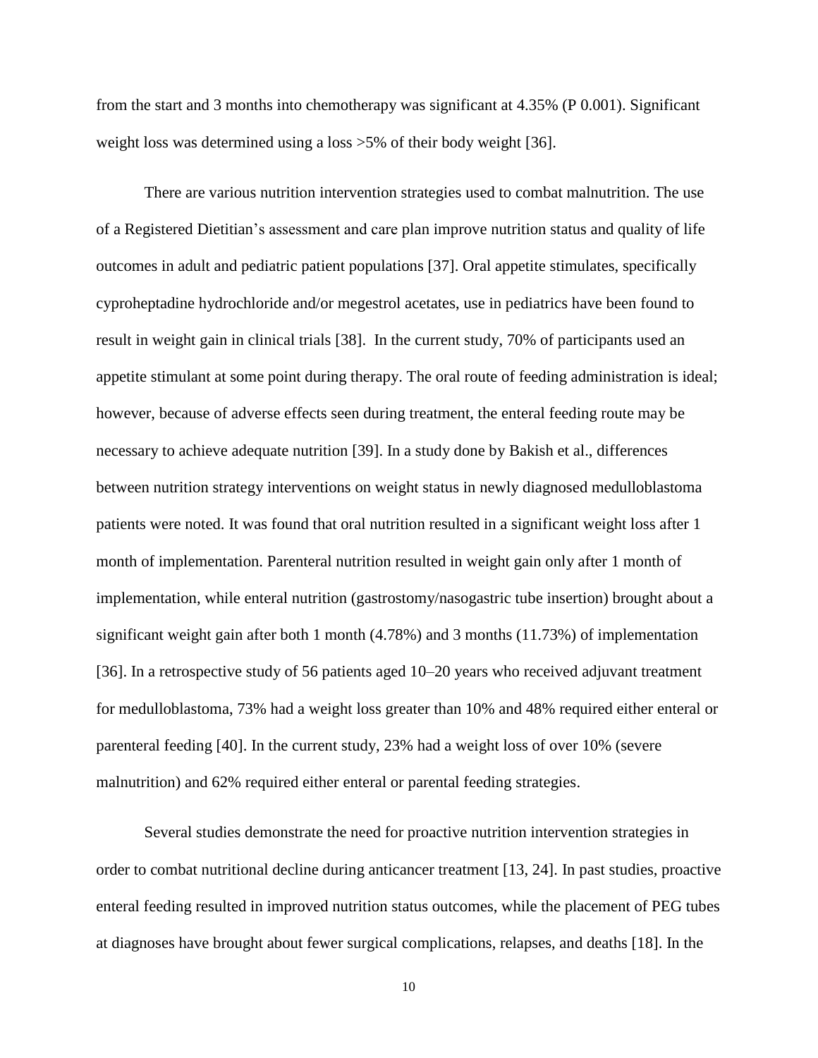from the start and 3 months into chemotherapy was significant at 4.35% (P 0.001). Significant weight loss was determined using a loss >5% of their body weight [36].

There are various nutrition intervention strategies used to combat malnutrition. The use of a Registered Dietitian's assessment and care plan improve nutrition status and quality of life outcomes in adult and pediatric patient populations [37]. Oral appetite stimulates, specifically cyproheptadine hydrochloride and/or megestrol acetates, use in pediatrics have been found to result in weight gain in clinical trials [38]. In the current study, 70% of participants used an appetite stimulant at some point during therapy. The oral route of feeding administration is ideal; however, because of adverse effects seen during treatment, the enteral feeding route may be necessary to achieve adequate nutrition [39]. In a study done by Bakish et al., differences between nutrition strategy interventions on weight status in newly diagnosed medulloblastoma patients were noted. It was found that oral nutrition resulted in a significant weight loss after 1 month of implementation. Parenteral nutrition resulted in weight gain only after 1 month of implementation, while enteral nutrition (gastrostomy/nasogastric tube insertion) brought about a significant weight gain after both 1 month (4.78%) and 3 months (11.73%) of implementation [36]. In a retrospective study of 56 patients aged 10–20 years who received adjuvant treatment for medulloblastoma, 73% had a weight loss greater than 10% and 48% required either enteral or parenteral feeding [40]. In the current study, 23% had a weight loss of over 10% (severe malnutrition) and 62% required either enteral or parental feeding strategies.

Several studies demonstrate the need for proactive nutrition intervention strategies in order to combat nutritional decline during anticancer treatment [13, 24]. In past studies, proactive enteral feeding resulted in improved nutrition status outcomes, while the placement of PEG tubes at diagnoses have brought about fewer surgical complications, relapses, and deaths [18]. In the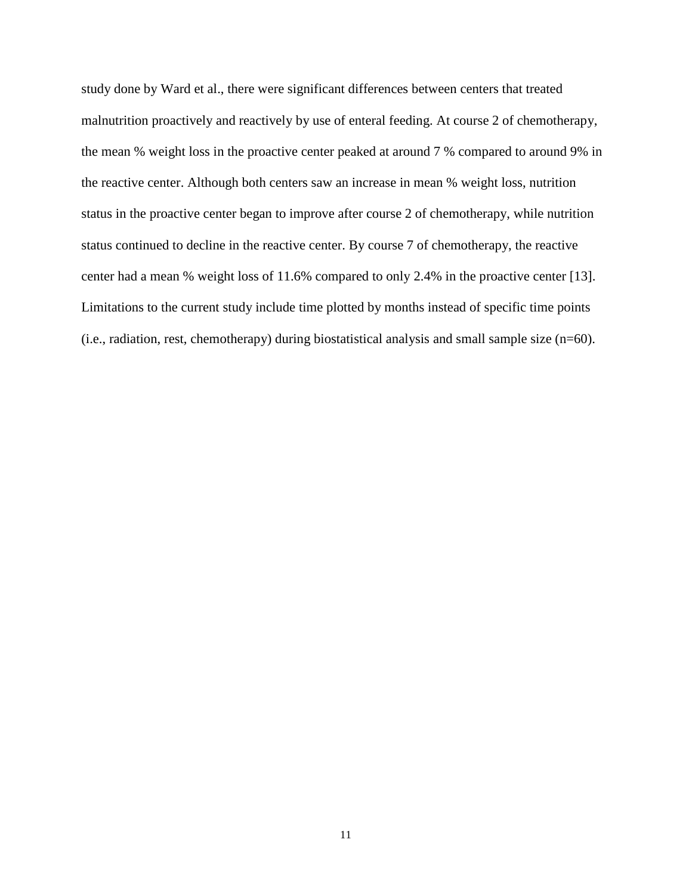study done by Ward et al., there were significant differences between centers that treated malnutrition proactively and reactively by use of enteral feeding. At course 2 of chemotherapy, the mean % weight loss in the proactive center peaked at around 7 % compared to around 9% in the reactive center. Although both centers saw an increase in mean % weight loss, nutrition status in the proactive center began to improve after course 2 of chemotherapy, while nutrition status continued to decline in the reactive center. By course 7 of chemotherapy, the reactive center had a mean % weight loss of 11.6% compared to only 2.4% in the proactive center [13]. Limitations to the current study include time plotted by months instead of specific time points (i.e., radiation, rest, chemotherapy) during biostatistical analysis and small sample size (n=60).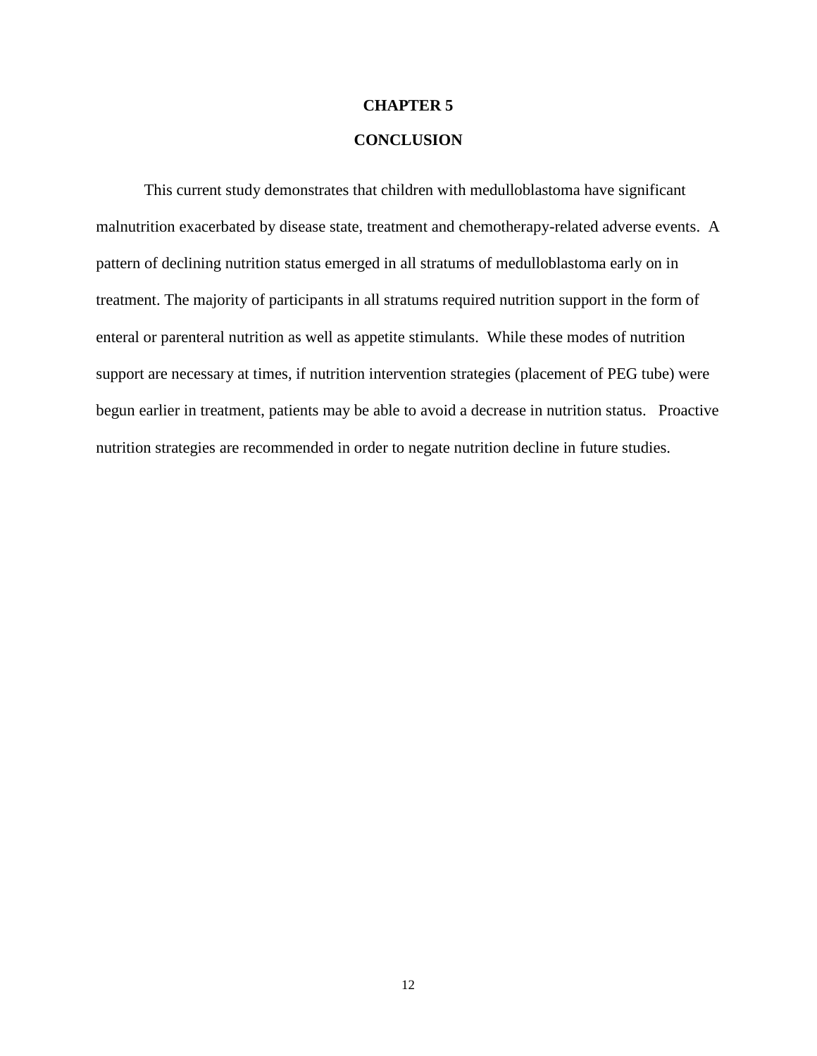# CHAPTER 5

# CONCLUSION

This current study demonstrates that children with medulloblastoma have significant malnutrition exacerbated by disease state, treatment and chemotherapy-related adverse events. A pattern of declining nutrition status emerged in all stratums of medulloblastoma early on in treatment. The majority of participants in all stratums required nutrition support in the form of enteral or parenteral nutrition as well as appetite stimulants. While these modes of nutrition support are necessary at times, if nutrition intervention strategies (placement of PEG tube) were begun earlier in treatment, patients may be able to avoid a decrease in nutrition status. Proactive nutrition strategies are recommended in order to negate nutrition decline in future studies.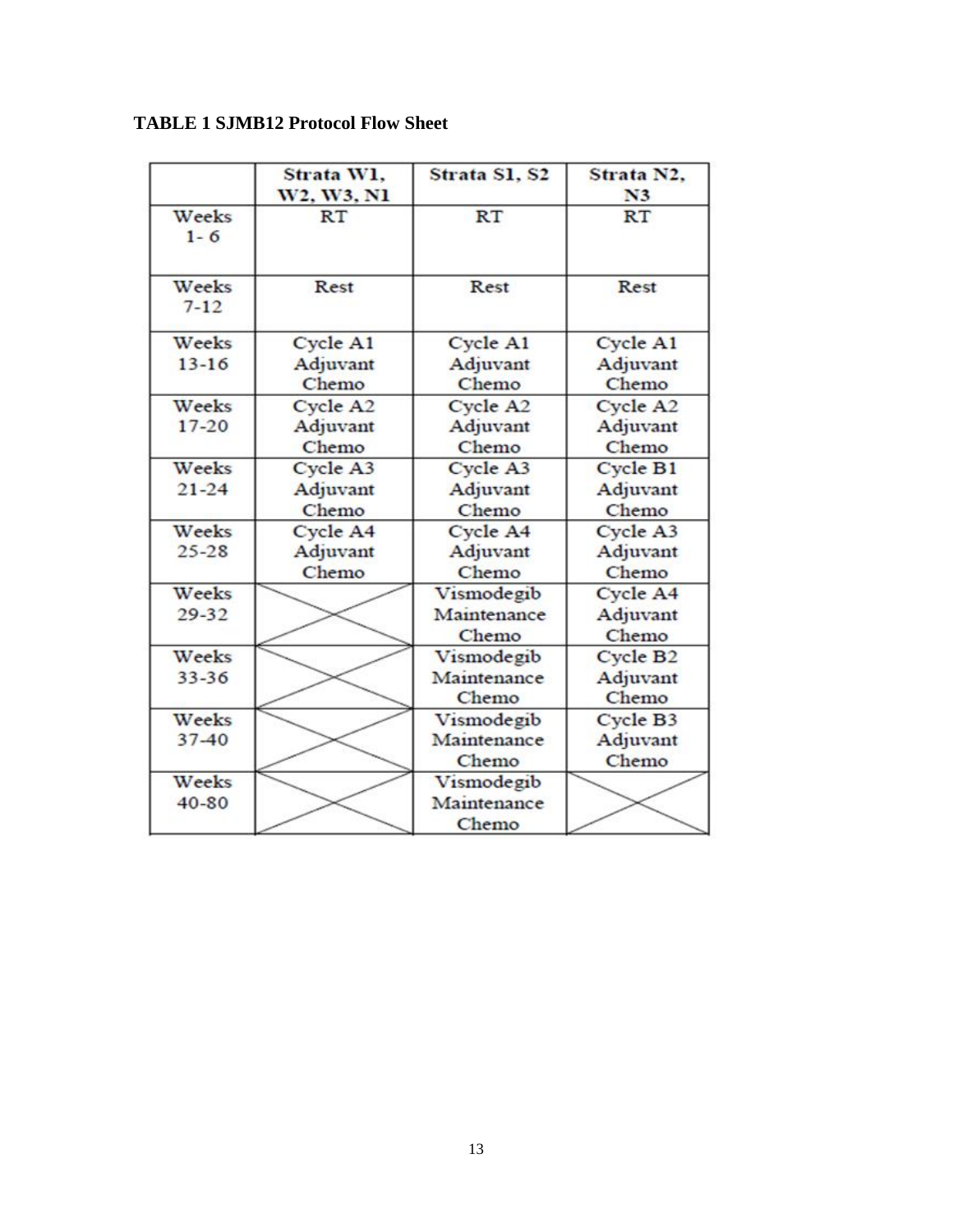**TABLE 1 SJMB12 Protocol Flow Sheet**

| | Strata W1, W2, W3, N1 | Strata S1, S2 | Strata N2, N3 |
|---|---|---|---|
| Weeks 1- 6 | RT | RT | RT |
| Weeks 7-12 | Rest | Rest | Rest |
| Weeks 13-16 | Cycle A1 Adjuvant Chemo | Cycle A1 Adjuvant Chemo | Cycle A1 Adjuvant Chemo |
| Weeks 17-20 | Cycle A2 Adjuvant Chemo | Cycle A2 Adjuvant Chemo | Cycle A2 Adjuvant Chemo |
| Weeks 21-24 | Cycle A3 Adjuvant Chemo | Cycle A3 Adjuvant Chemo | Cycle B1 Adjuvant Chemo |
| Weeks 25-28 | Cycle A4 Adjuvant Chemo | Cycle A4 Adjuvant Chemo | Cycle A3 Adjuvant Chemo |
| Weeks 29-32 | | Vismodegib Maintenance Chemo | Cycle A4 Adjuvant Chemo |
| Weeks 33-36 | | Vismodegib Maintenance Chemo | Cycle B2 Adjuvant Chemo |
| Weeks 37-40 | | Vismodegib Maintenance Chemo | Cycle B3 Adjuvant Chemo |
| Weeks 40-80 | | Vismodegib Maintenance Chemo | |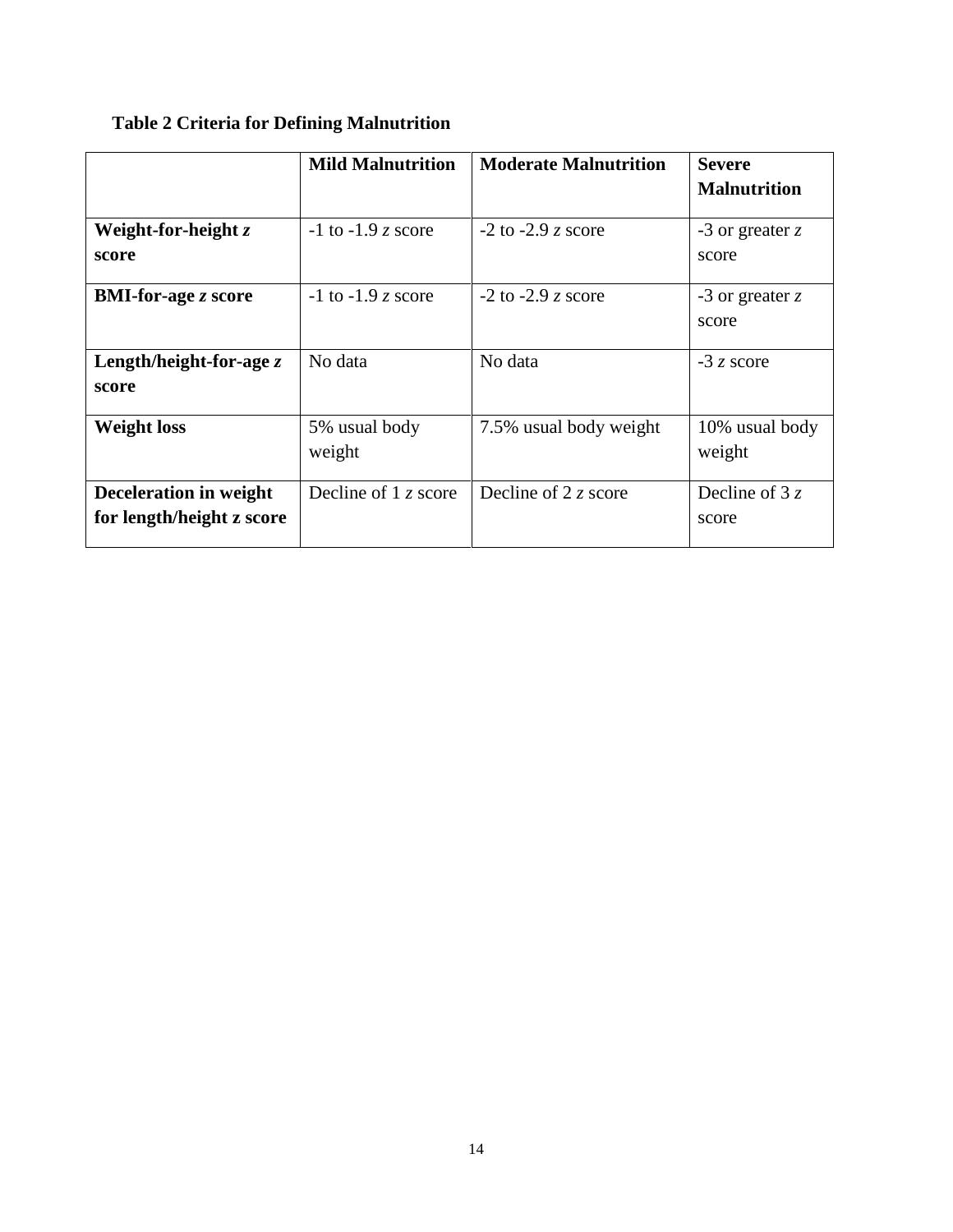**Table 2 Criteria for Defining Malnutrition**

| | **Mild Malnutrition** | **Moderate Malnutrition** | **Severe Malnutrition** |
|---|---|---|---|
| **Weight-for-height *z* score** | -1 to -1.9 *z* score | -2 to -2.9 *z* score | -3 or greater *z* score |
| **BMI-for-age *z* score** | -1 to -1.9 *z* score | -2 to -2.9 *z* score | -3 or greater *z* score |
| **Length/height-for-age *z* score** | No data | No data | -3 *z* score |
| **Weight loss** | 5% usual body weight | 7.5% usual body weight | 10% usual body weight |
| **Deceleration in weight for length/height z score** | Decline of 1 *z* score | Decline of 2 *z* score | Decline of 3 *z* score |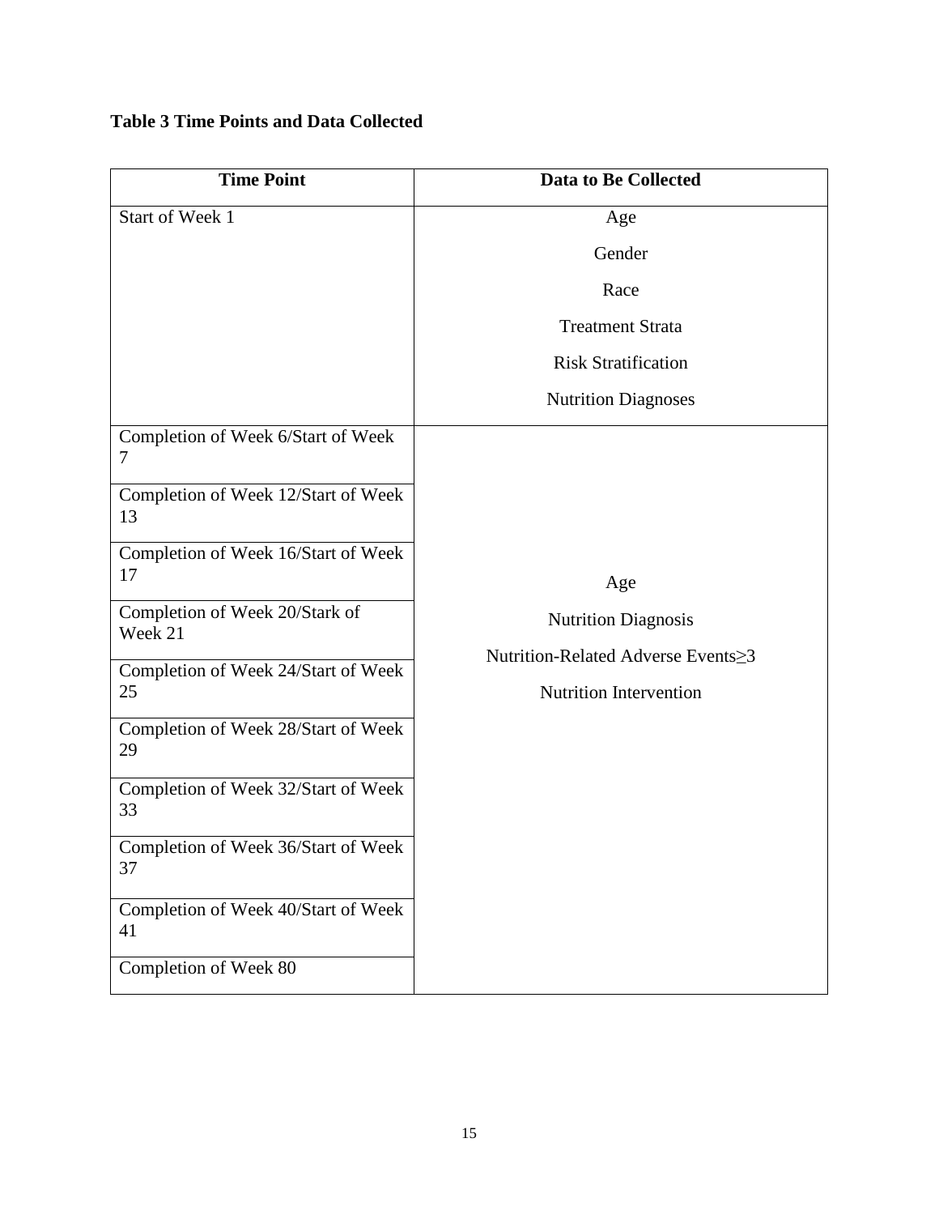**Table 3 Time Points and Data Collected**

| Time Point | Data to Be Collected |
| --- | --- |
| Start of Week 1 | Age<br>Gender<br>Race<br>Treatment Strata<br>Risk Stratification<br>Nutrition Diagnoses |
| Completion of Week 6/Start of Week 7 | Age<br>Nutrition Diagnosis<br>Nutrition-Related Adverse Events≥3<br>Nutrition Intervention |
| Completion of Week 12/Start of Week 13 | |
| Completion of Week 16/Start of Week 17 | |
| Completion of Week 20/Stark of Week 21 | |
| Completion of Week 24/Start of Week 25 | |
| Completion of Week 28/Start of Week 29 | |
| Completion of Week 32/Start of Week 33 | |
| Completion of Week 36/Start of Week 37 | |
| Completion of Week 40/Start of Week 41 | |
| Completion of Week 80 | |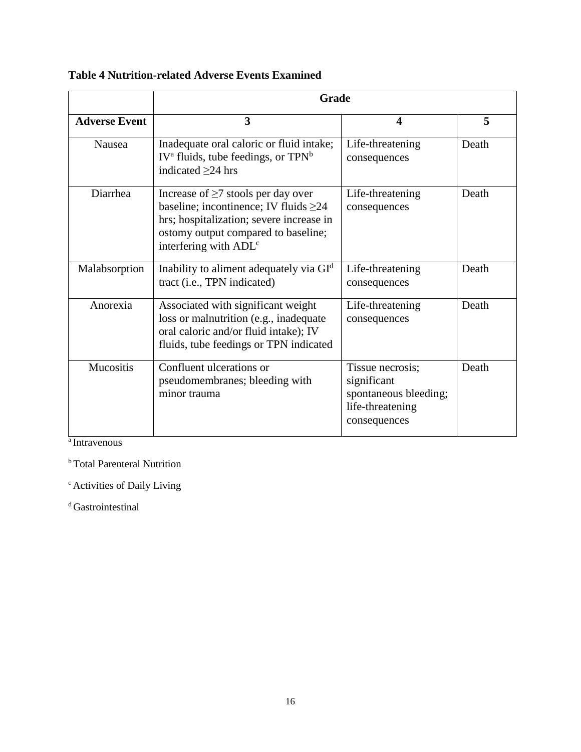**Table 4 Nutrition-related Adverse Events Examined**

| | Grade | | |
|---|---|---|---|
| **Adverse Event** | **3** | **4** | **5** |
| Nausea | Inadequate oral caloric or fluid intake; IV[a] fluids, tube feedings, or TPN[b] indicated ≥24 hrs | Life-threatening consequences | Death |
| Diarrhea | Increase of ≥7 stools per day over baseline; incontinence; IV fluids ≥24 hrs; hospitalization; severe increase in ostomy output compared to baseline; interfering with ADL[c] | Life-threatening consequences | Death |
| Malabsorption | Inability to aliment adequately via GI[d] tract (i.e., TPN indicated) | Life-threatening consequences | Death |
| Anorexia | Associated with significant weight loss or malnutrition (e.g., inadequate oral caloric and/or fluid intake); IV fluids, tube feedings or TPN indicated | Life-threatening consequences | Death |
| Mucositis | Confluent ulcerations or pseudomembranes; bleeding with minor trauma | Tissue necrosis; significant spontaneous bleeding; life-threatening consequences | Death |

[a] Intravenous

[b] Total Parenteral Nutrition

[c] Activities of Daily Living

[d] Gastrointestinal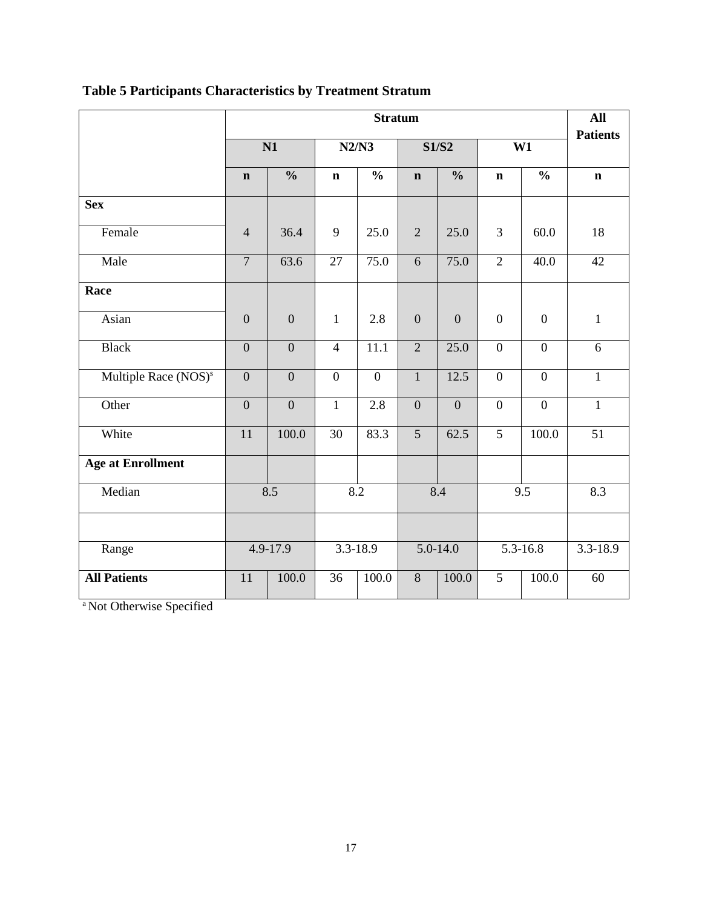**Table 5 Participants Characteristics by Treatment Stratum**

| | Stratum | | | | | | | | All Patients |
|---|---|---|---|---|---|---|---|---|---|
| | N1 | | N2/N3 | | S1/S2 | | W1 | | |
| | n | % | n | % | n | % | n | % | n |
| **Sex** | | | | | | | | | |
| Female | 4 | 36.4 | 9 | 25.0 | 2 | 25.0 | 3 | 60.0 | 18 |
| Male | 7 | 63.6 | 27 | 75.0 | 6 | 75.0 | 2 | 40.0 | 42 |
| **Race** | | | | | | | | | |
| Asian | 0 | 0 | 1 | 2.8 | 0 | 0 | 0 | 0 | 1 |
| Black | 0 | 0 | 4 | 11.1 | 2 | 25.0 | 0 | 0 | 6 |
| Multiple Race (NOS)[a] | 0 | 0 | 0 | 0 | 1 | 12.5 | 0 | 0 | 1 |
| Other | 0 | 0 | 1 | 2.8 | 0 | 0 | 0 | 0 | 1 |
| White | 11 | 100.0 | 30 | 83.3 | 5 | 62.5 | 5 | 100.0 | 51 |
| **Age at Enrollment** | | | | | | | | | |
| Median | 8.5 | | 8.2 | | 8.4 | | 9.5 | | 8.3 |
| | | | | | | | | | |
| Range | 4.9-17.9 | | 3.3-18.9 | | 5.0-14.0 | | 5.3-16.8 | | 3.3-18.9 |
| **All Patients** | 11 | 100.0 | 36 | 100.0 | 8 | 100.0 | 5 | 100.0 | 60 |

[a] Not Otherwise Specified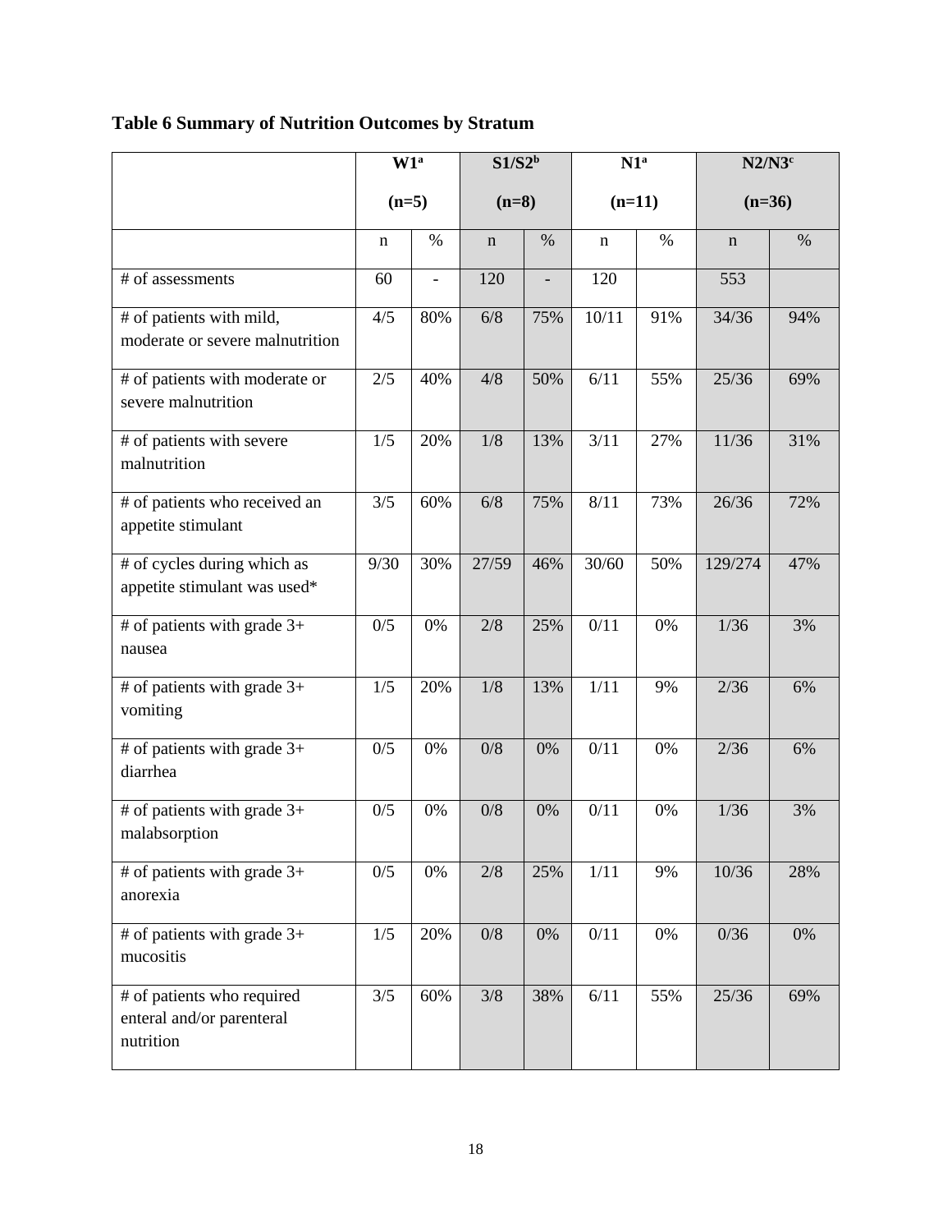## Table 6 Summary of Nutrition Outcomes by Stratum

| | W1[a] (n=5) | | S1/S2[b] (n=8) | | N1[a] (n=11) | | N2/N3[c] (n=36) | |
|---|---|---|---|---|---|---|---|---|
| | n | % | n | % | n | % | n | % |
| # of assessments | 60 | - | 120 | - | 120 | | 553 | |
| # of patients with mild, moderate or severe malnutrition | 4/5 | 80% | 6/8 | 75% | 10/11 | 91% | 34/36 | 94% |
| # of patients with moderate or severe malnutrition | 2/5 | 40% | 4/8 | 50% | 6/11 | 55% | 25/36 | 69% |
| # of patients with severe malnutrition | 1/5 | 20% | 1/8 | 13% | 3/11 | 27% | 11/36 | 31% |
| # of patients who received an appetite stimulant | 3/5 | 60% | 6/8 | 75% | 8/11 | 73% | 26/36 | 72% |
| # of cycles during which as appetite stimulant was used* | 9/30 | 30% | 27/59 | 46% | 30/60 | 50% | 129/274 | 47% |
| # of patients with grade 3+ nausea | 0/5 | 0% | 2/8 | 25% | 0/11 | 0% | 1/36 | 3% |
| # of patients with grade 3+ vomiting | 1/5 | 20% | 1/8 | 13% | 1/11 | 9% | 2/36 | 6% |
| # of patients with grade 3+ diarrhea | 0/5 | 0% | 0/8 | 0% | 0/11 | 0% | 2/36 | 6% |
| # of patients with grade 3+ malabsorption | 0/5 | 0% | 0/8 | 0% | 0/11 | 0% | 1/36 | 3% |
| # of patients with grade 3+ anorexia | 0/5 | 0% | 2/8 | 25% | 1/11 | 9% | 10/36 | 28% |
| # of patients with grade 3+ mucositis | 1/5 | 20% | 0/8 | 0% | 0/11 | 0% | 0/36 | 0% |
| # of patients who required enteral and/or parenteral nutrition | 3/5 | 60% | 3/8 | 38% | 6/11 | 55% | 25/36 | 69% |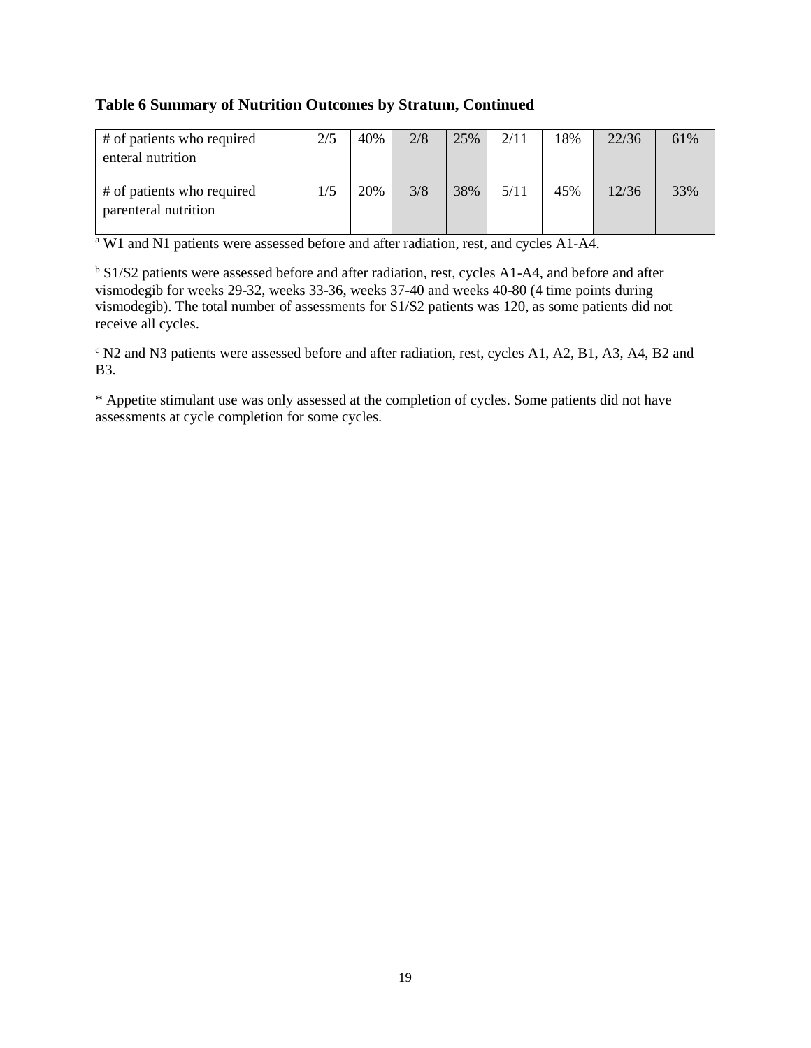**Table 6 Summary of Nutrition Outcomes by Stratum, Continued**

| | | | | | | | | |
|---|---|---|---|---|---|---|---|---|
| # of patients who required enteral nutrition | 2/5 | 40% | 2/8 | 25% | 2/11 | 18% | 22/36 | 61% |
| # of patients who required parenteral nutrition | 1/5 | 20% | 3/8 | 38% | 5/11 | 45% | 12/36 | 33% |

[a] W1 and N1 patients were assessed before and after radiation, rest, and cycles A1-A4.

[b] S1/S2 patients were assessed before and after radiation, rest, cycles A1-A4, and before and after vismodegib for weeks 29-32, weeks 33-36, weeks 37-40 and weeks 40-80 (4 time points during vismodegib). The total number of assessments for S1/S2 patients was 120, as some patients did not receive all cycles.

[c] N2 and N3 patients were assessed before and after radiation, rest, cycles A1, A2, B1, A3, A4, B2 and B3.

* Appetite stimulant use was only assessed at the completion of cycles. Some patients did not have assessments at cycle completion for some cycles.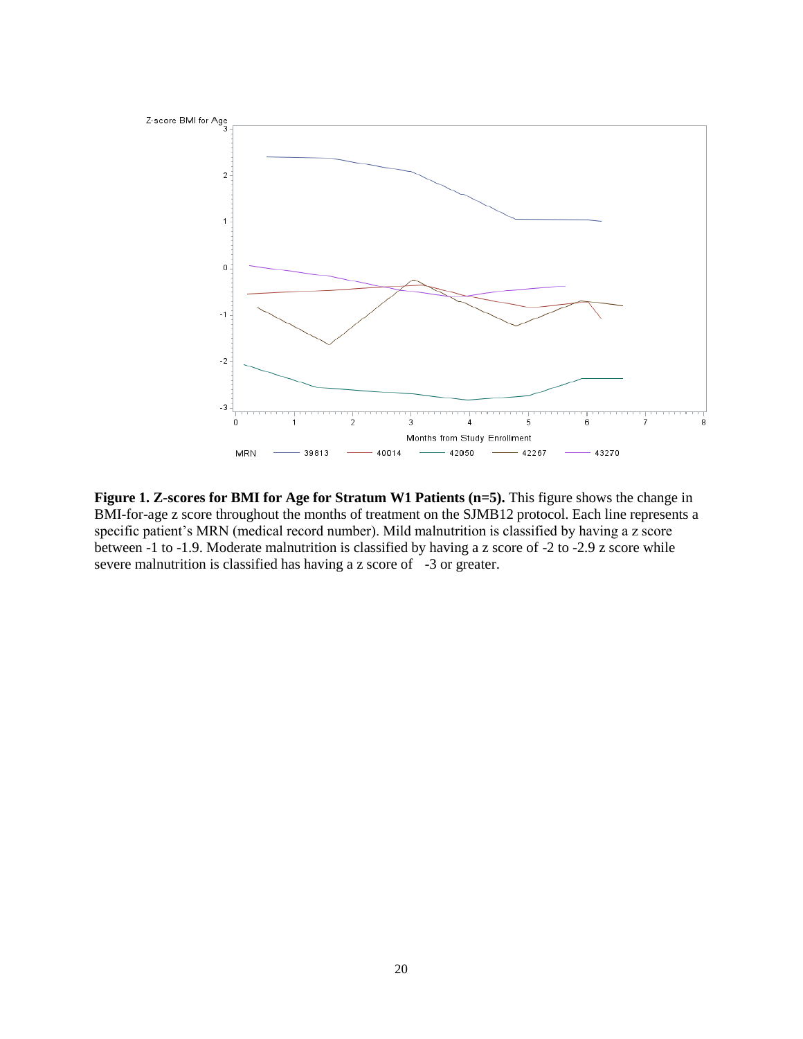**Figure 1. Z-scores for BMI for Age for Stratum W1 Patients (n=5).** This figure shows the change in BMI-for-age z score throughout the months of treatment on the SJMB12 protocol. Each line represents a specific patient's MRN (medical record number). Mild malnutrition is classified by having a z score between -1 to -1.9. Moderate malnutrition is classified by having a z score of -2 to -2.9 z score while severe malnutrition is classified has having a z score of -3 or greater.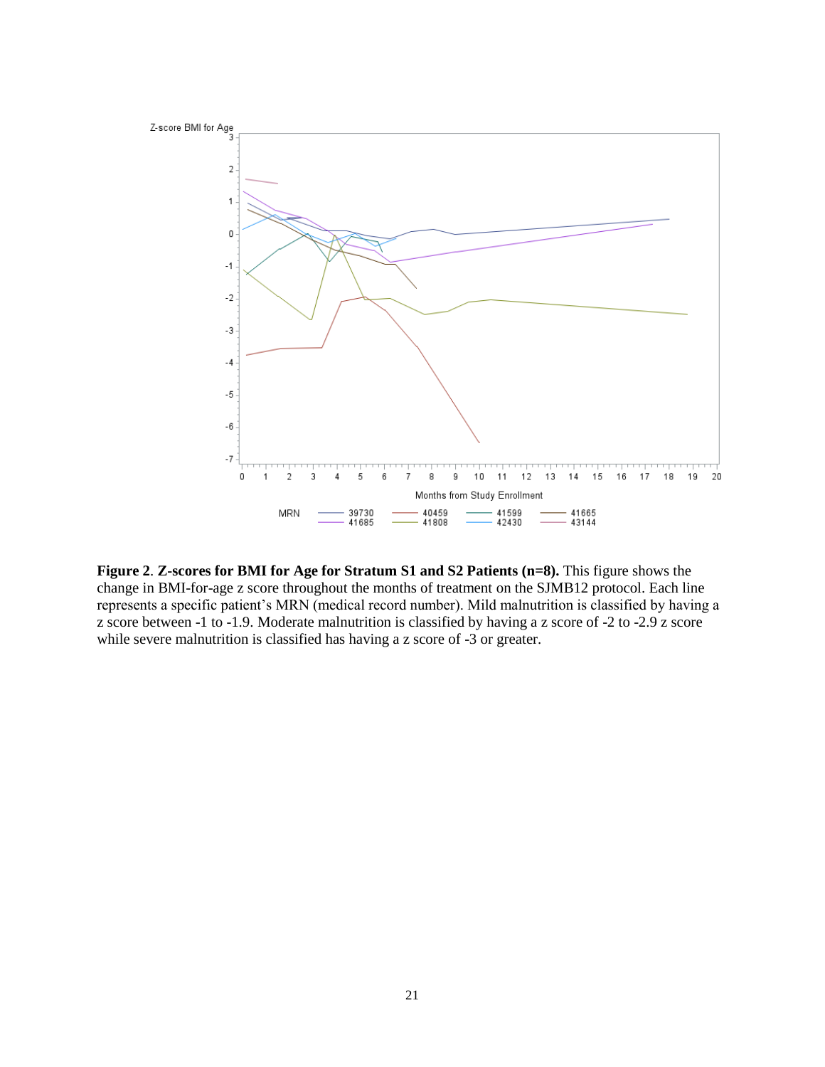**Figure 2**. **Z-scores for BMI for Age for Stratum S1 and S2 Patients (n=8).** This figure shows the change in BMI-for-age z score throughout the months of treatment on the SJMB12 protocol. Each line represents a specific patient's MRN (medical record number). Mild malnutrition is classified by having a z score between -1 to -1.9. Moderate malnutrition is classified by having a z score of -2 to -2.9 z score while severe malnutrition is classified has having a z score of -3 or greater.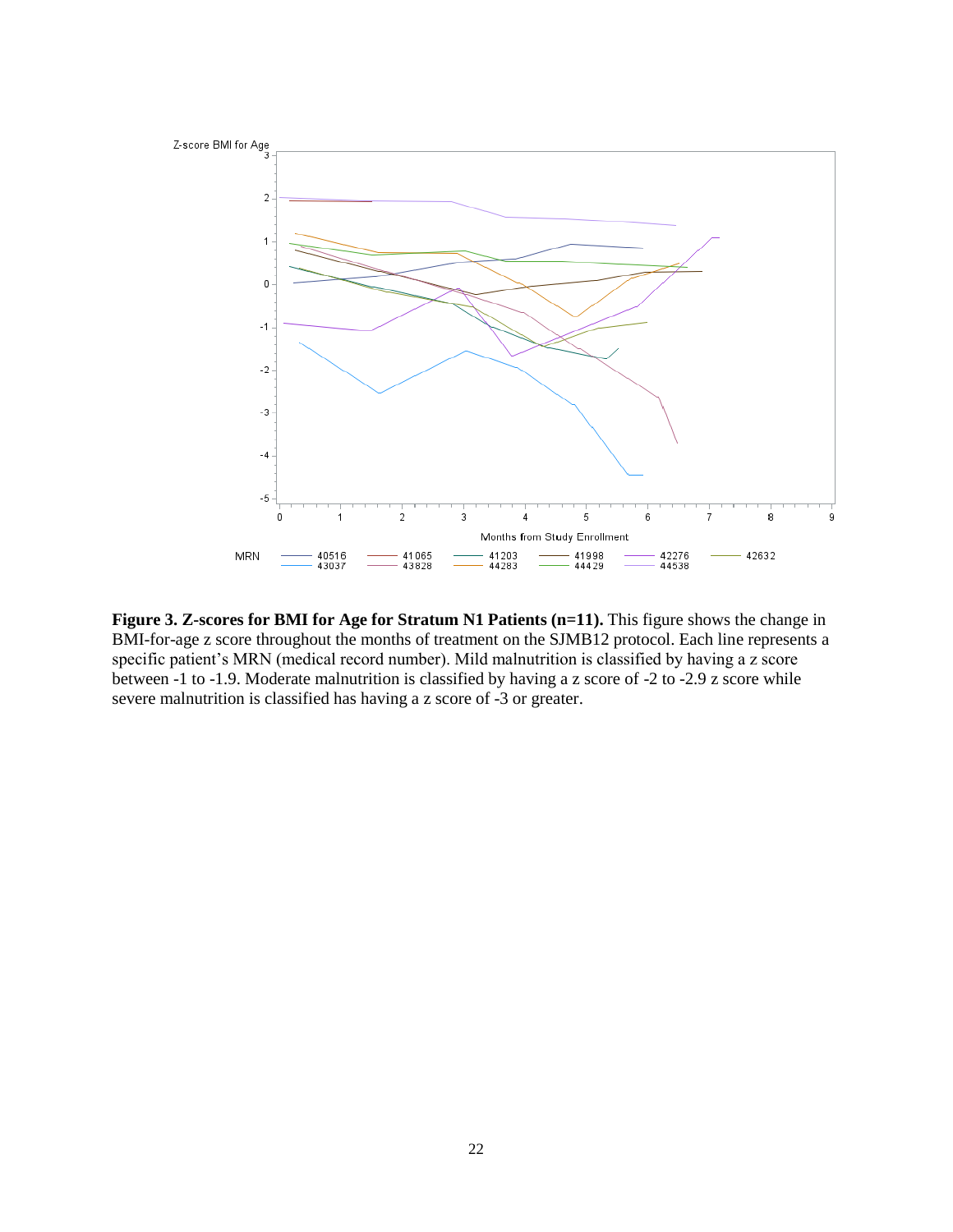**Figure 3. Z-scores for BMI for Age for Stratum N1 Patients (n=11).** This figure shows the change in BMI-for-age z score throughout the months of treatment on the SJMB12 protocol. Each line represents a specific patient's MRN (medical record number). Mild malnutrition is classified by having a z score between -1 to -1.9. Moderate malnutrition is classified by having a z score of -2 to -2.9 z score while severe malnutrition is classified has having a z score of -3 or greater.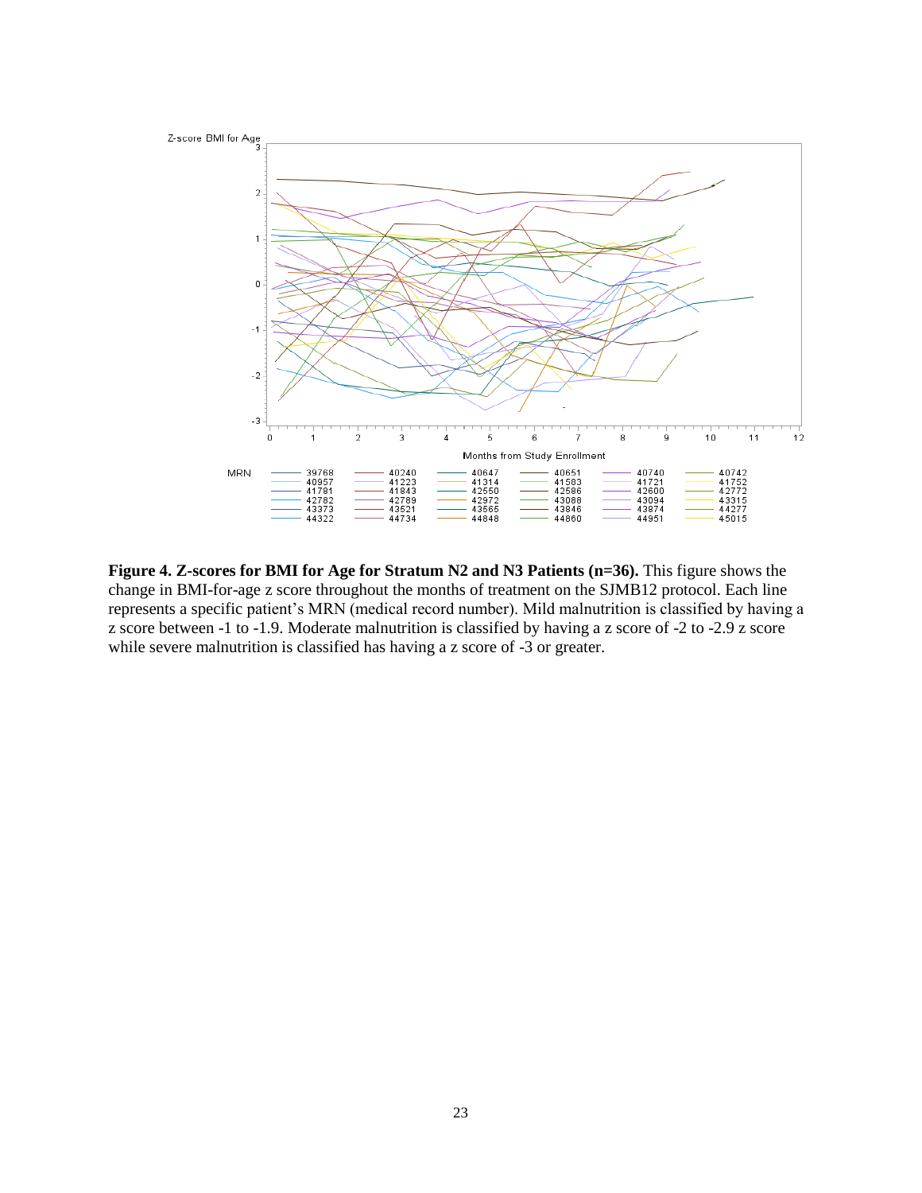**Figure 4. Z-scores for BMI for Age for Stratum N2 and N3 Patients (n=36).** This figure shows the change in BMI-for-age z score throughout the months of treatment on the SJMB12 protocol. Each line represents a specific patient's MRN (medical record number). Mild malnutrition is classified by having a z score between -1 to -1.9. Moderate malnutrition is classified by having a z score of -2 to -2.9 z score while severe malnutrition is classified has having a z score of -3 or greater.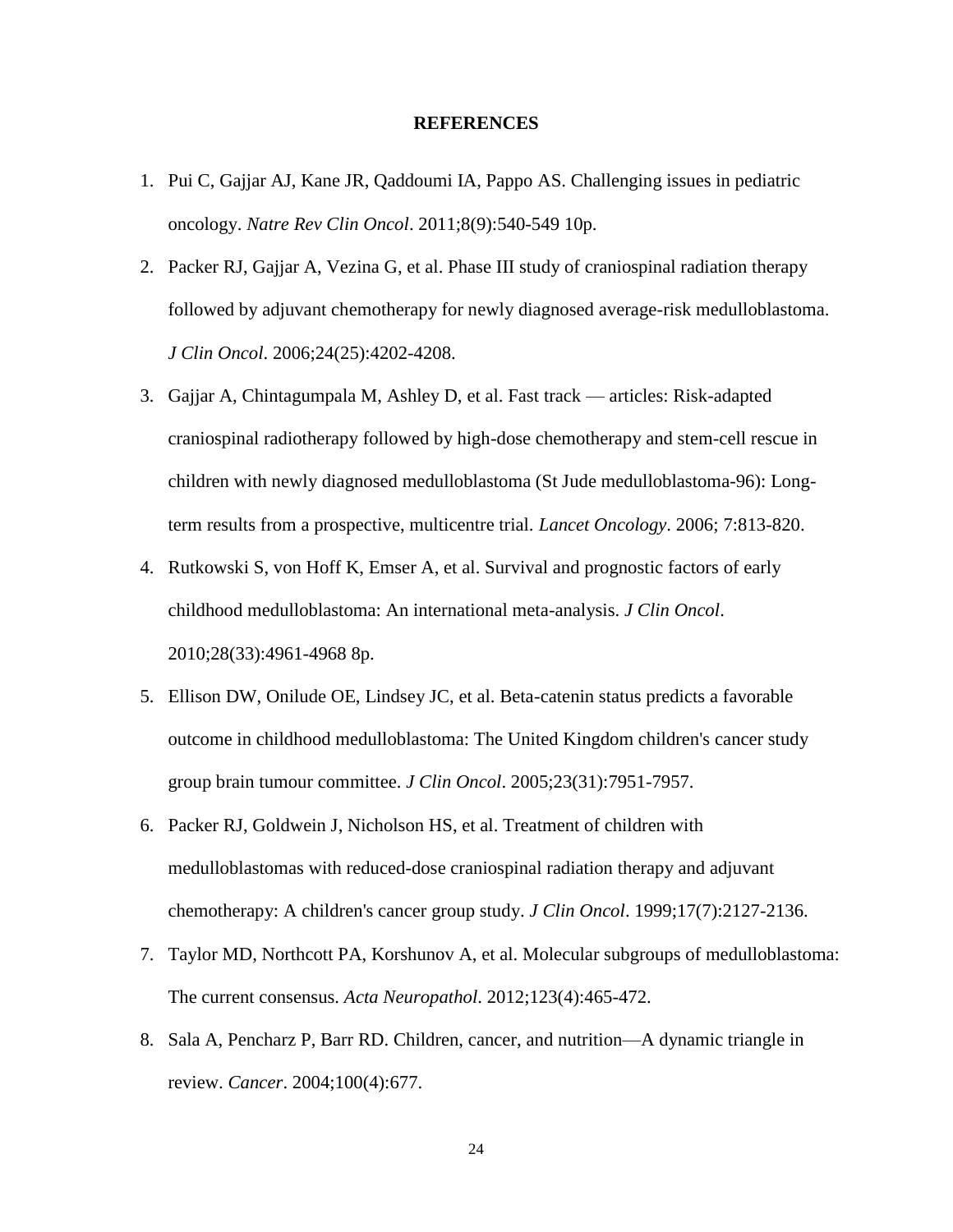# REFERENCES

1. Pui C, Gajjar AJ, Kane JR, Qaddoumi IA, Pappo AS. Challenging issues in pediatric oncology. *Natre Rev Clin Oncol*. 2011;8(9):540-549 10p.
2. Packer RJ, Gajjar A, Vezina G, et al. Phase III study of craniospinal radiation therapy followed by adjuvant chemotherapy for newly diagnosed average-risk medulloblastoma. *J Clin Oncol*. 2006;24(25):4202-4208.
3. Gajjar A, Chintagumpala M, Ashley D, et al. Fast track — articles: Risk-adapted craniospinal radiotherapy followed by high-dose chemotherapy and stem-cell rescue in children with newly diagnosed medulloblastoma (St Jude medulloblastoma-96): Long-term results from a prospective, multicentre trial. *Lancet Oncology*. 2006; 7:813-820.
4. Rutkowski S, von Hoff K, Emser A, et al. Survival and prognostic factors of early childhood medulloblastoma: An international meta-analysis. *J Clin Oncol*. 2010;28(33):4961-4968 8p.
5. Ellison DW, Onilude OE, Lindsey JC, et al. Beta-catenin status predicts a favorable outcome in childhood medulloblastoma: The United Kingdom children's cancer study group brain tumour committee. *J Clin Oncol*. 2005;23(31):7951-7957.
6. Packer RJ, Goldwein J, Nicholson HS, et al. Treatment of children with medulloblastomas with reduced-dose craniospinal radiation therapy and adjuvant chemotherapy: A children's cancer group study. *J Clin Oncol*. 1999;17(7):2127-2136.
7. Taylor MD, Northcott PA, Korshunov A, et al. Molecular subgroups of medulloblastoma: The current consensus. *Acta Neuropathol*. 2012;123(4):465-472.
8. Sala A, Pencharz P, Barr RD. Children, cancer, and nutrition—A dynamic triangle in review. *Cancer*. 2004;100(4):677.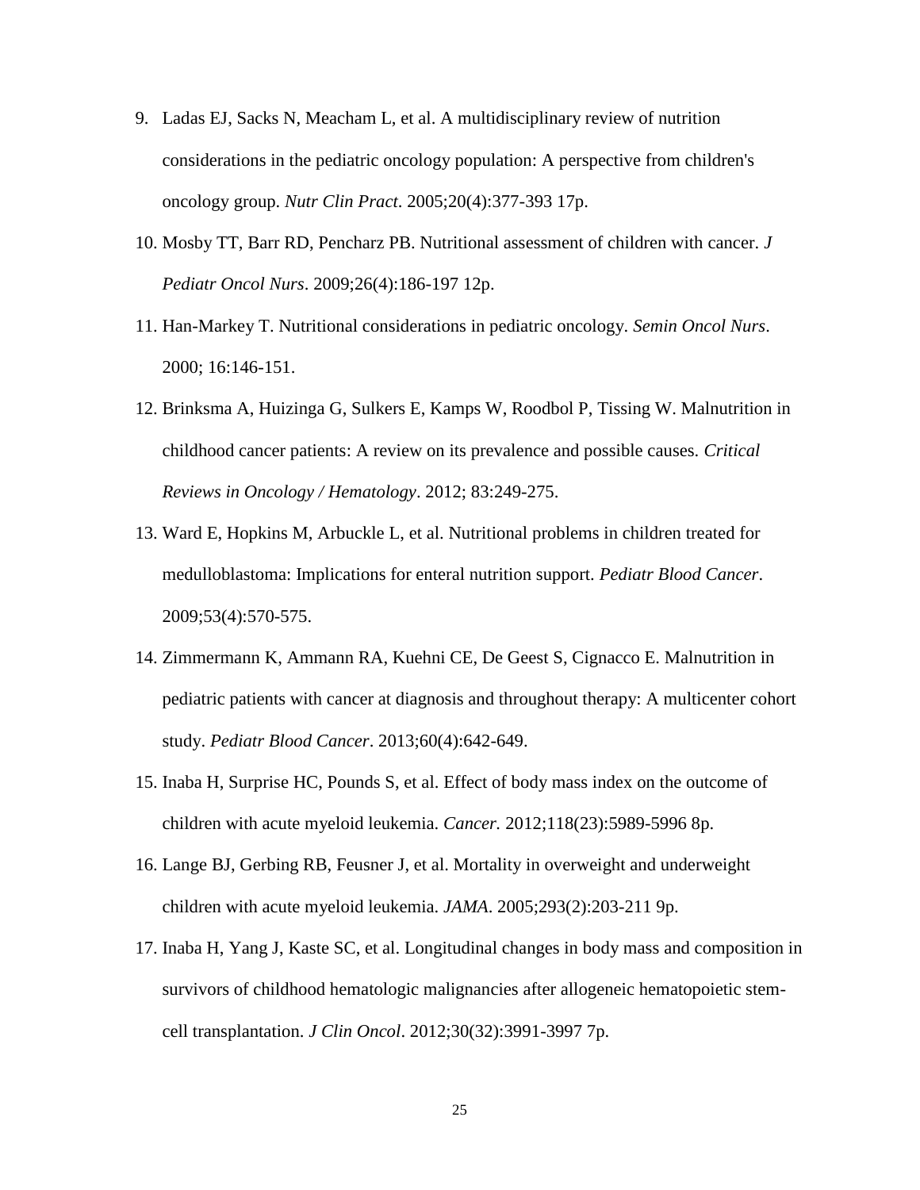9. Ladas EJ, Sacks N, Meacham L, et al. A multidisciplinary review of nutrition considerations in the pediatric oncology population: A perspective from children's oncology group. *Nutr Clin Pract*. 2005;20(4):377-393 17p.
10. Mosby TT, Barr RD, Pencharz PB. Nutritional assessment of children with cancer. *J Pediatr Oncol Nurs*. 2009;26(4):186-197 12p.
11. Han-Markey T. Nutritional considerations in pediatric oncology. *Semin Oncol Nurs*. 2000; 16:146-151.
12. Brinksma A, Huizinga G, Sulkers E, Kamps W, Roodbol P, Tissing W. Malnutrition in childhood cancer patients: A review on its prevalence and possible causes. *Critical Reviews in Oncology / Hematology*. 2012; 83:249-275.
13. Ward E, Hopkins M, Arbuckle L, et al. Nutritional problems in children treated for medulloblastoma: Implications for enteral nutrition support. *Pediatr Blood Cancer*. 2009;53(4):570-575.
14. Zimmermann K, Ammann RA, Kuehni CE, De Geest S, Cignacco E. Malnutrition in pediatric patients with cancer at diagnosis and throughout therapy: A multicenter cohort study. *Pediatr Blood Cancer*. 2013;60(4):642-649.
15. Inaba H, Surprise HC, Pounds S, et al. Effect of body mass index on the outcome of children with acute myeloid leukemia. *Cancer.* 2012;118(23):5989-5996 8p.
16. Lange BJ, Gerbing RB, Feusner J, et al. Mortality in overweight and underweight children with acute myeloid leukemia. *JAMA*. 2005;293(2):203-211 9p.
17. Inaba H, Yang J, Kaste SC, et al. Longitudinal changes in body mass and composition in survivors of childhood hematologic malignancies after allogeneic hematopoietic stem-cell transplantation. *J Clin Oncol*. 2012;30(32):3991-3997 7p.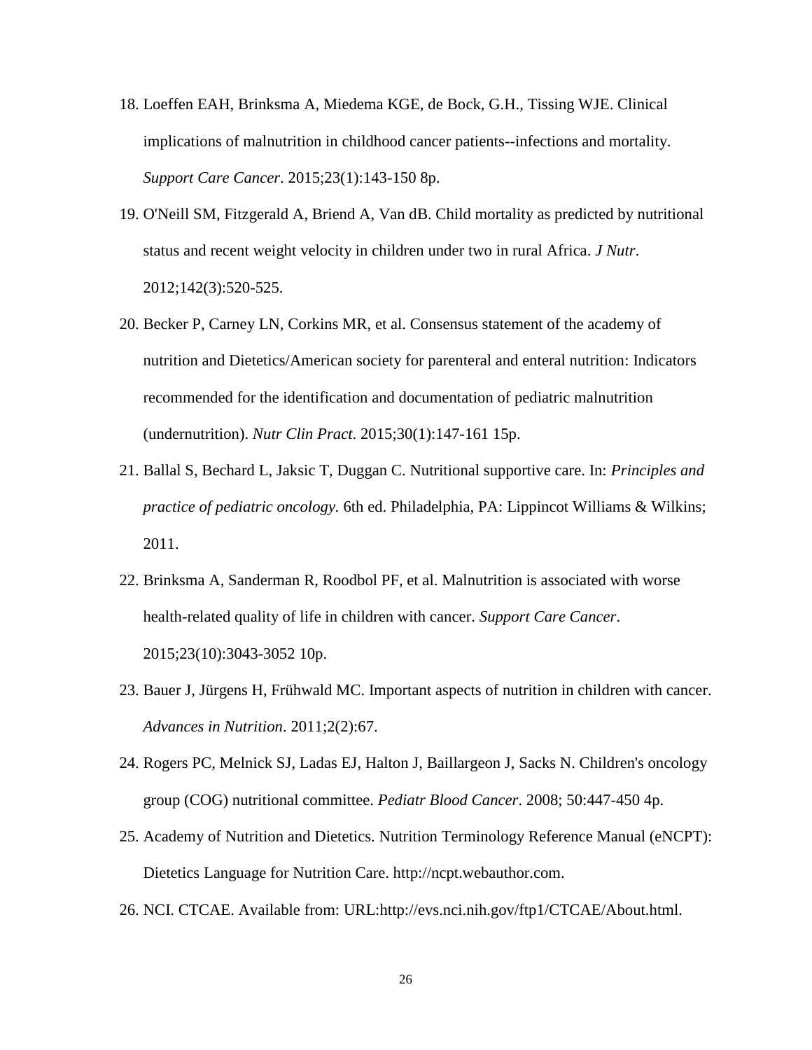18. Loeffen EAH, Brinksma A, Miedema KGE, de Bock, G.H., Tissing WJE. Clinical implications of malnutrition in childhood cancer patients--infections and mortality. *Support Care Cancer*. 2015;23(1):143-150 8p.

19. O'Neill SM, Fitzgerald A, Briend A, Van dB. Child mortality as predicted by nutritional status and recent weight velocity in children under two in rural Africa. *J Nutr*. 2012;142(3):520-525.

20. Becker P, Carney LN, Corkins MR, et al. Consensus statement of the academy of nutrition and Dietetics/American society for parenteral and enteral nutrition: Indicators recommended for the identification and documentation of pediatric malnutrition (undernutrition). *Nutr Clin Pract*. 2015;30(1):147-161 15p.

21. Ballal S, Bechard L, Jaksic T, Duggan C. Nutritional supportive care. In: *Principles and practice of pediatric oncology.* 6th ed. Philadelphia, PA: Lippincot Williams & Wilkins; 2011.

22. Brinksma A, Sanderman R, Roodbol PF, et al. Malnutrition is associated with worse health-related quality of life in children with cancer. *Support Care Cancer*. 2015;23(10):3043-3052 10p.

23. Bauer J, Jürgens H, Frühwald MC. Important aspects of nutrition in children with cancer. *Advances in Nutrition*. 2011;2(2):67.

24. Rogers PC, Melnick SJ, Ladas EJ, Halton J, Baillargeon J, Sacks N. Children's oncology group (COG) nutritional committee. *Pediatr Blood Cancer*. 2008; 50:447-450 4p.

25. Academy of Nutrition and Dietetics. Nutrition Terminology Reference Manual (eNCPT): Dietetics Language for Nutrition Care. http://ncpt.webauthor.com.

26. NCI. CTCAE. Available from: URL:http://evs.nci.nih.gov/ftp1/CTCAE/About.html.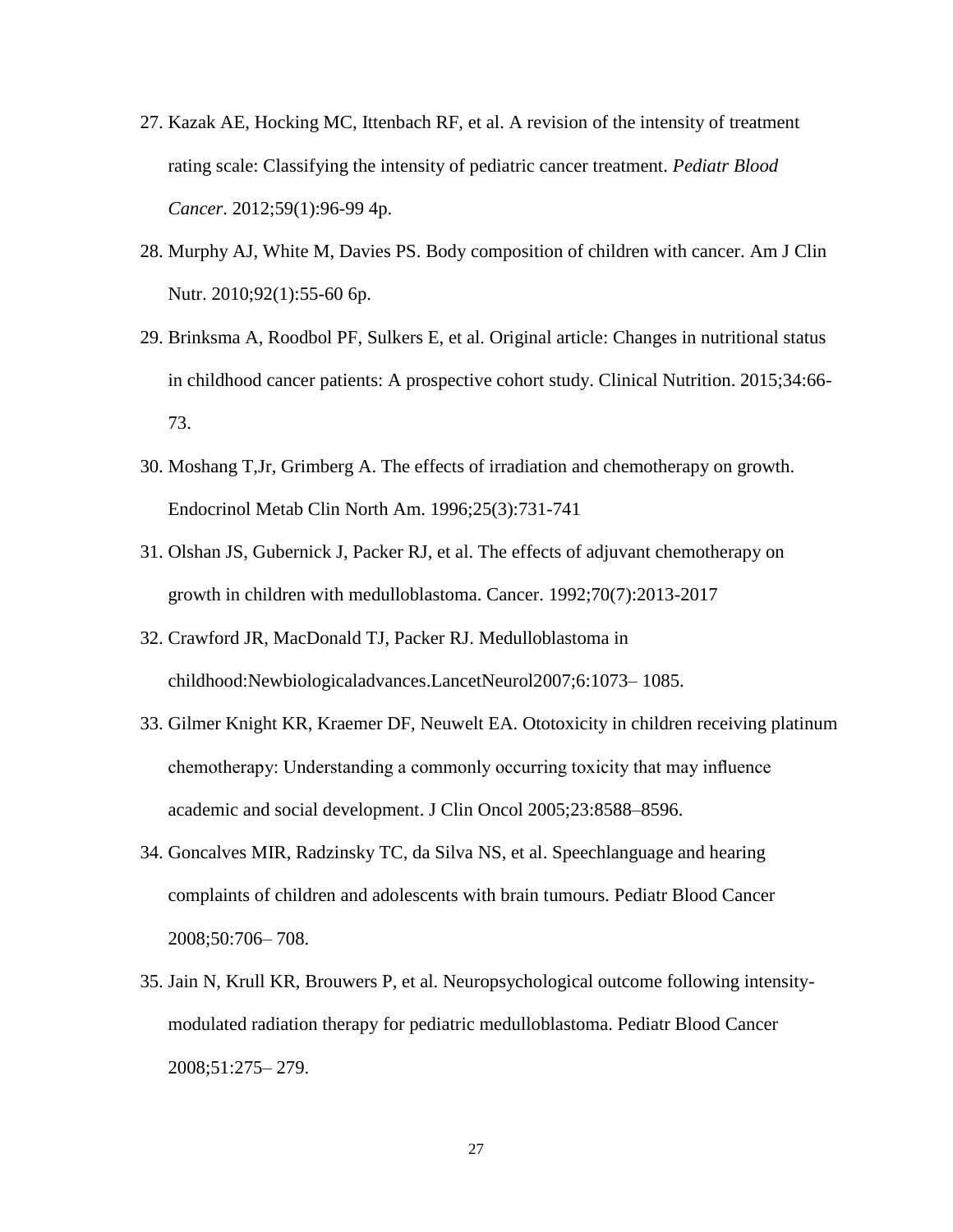27. Kazak AE, Hocking MC, Ittenbach RF, et al. A revision of the intensity of treatment rating scale: Classifying the intensity of pediatric cancer treatment. *Pediatr Blood Cancer*. 2012;59(1):96-99 4p.
28. Murphy AJ, White M, Davies PS. Body composition of children with cancer. Am J Clin Nutr. 2010;92(1):55-60 6p.
29. Brinksma A, Roodbol PF, Sulkers E, et al. Original article: Changes in nutritional status in childhood cancer patients: A prospective cohort study. Clinical Nutrition. 2015;34:66-73.
30. Moshang T,Jr, Grimberg A. The effects of irradiation and chemotherapy on growth. Endocrinol Metab Clin North Am. 1996;25(3):731-741
31. Olshan JS, Gubernick J, Packer RJ, et al. The effects of adjuvant chemotherapy on growth in children with medulloblastoma. Cancer. 1992;70(7):2013-2017
32. Crawford JR, MacDonald TJ, Packer RJ. Medulloblastoma in childhood:Newbiologicaladvances.LancetNeurol2007;6:1073– 1085.
33. Gilmer Knight KR, Kraemer DF, Neuwelt EA. Ototoxicity in children receiving platinum chemotherapy: Understanding a commonly occurring toxicity that may influence academic and social development. J Clin Oncol 2005;23:8588–8596.
34. Goncalves MIR, Radzinsky TC, da Silva NS, et al. Speechlanguage and hearing complaints of children and adolescents with brain tumours. Pediatr Blood Cancer 2008;50:706– 708.
35. Jain N, Krull KR, Brouwers P, et al. Neuropsychological outcome following intensity-modulated radiation therapy for pediatric medulloblastoma. Pediatr Blood Cancer 2008;51:275– 279.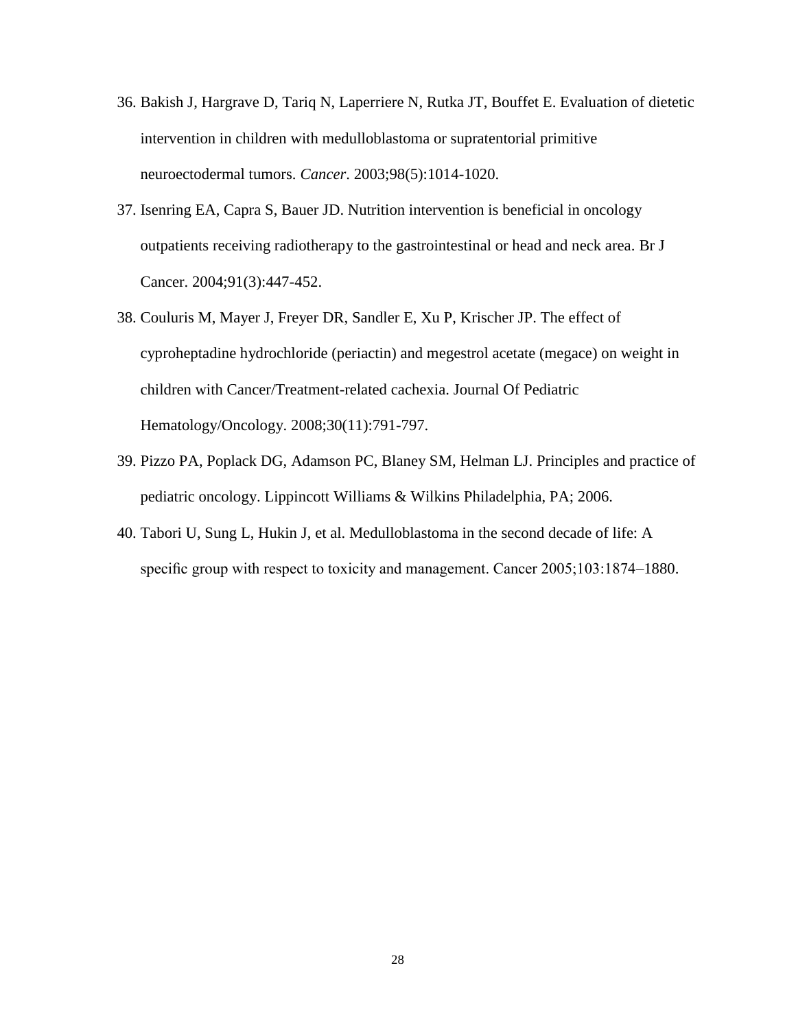36. Bakish J, Hargrave D, Tariq N, Laperriere N, Rutka JT, Bouffet E. Evaluation of dietetic intervention in children with medulloblastoma or supratentorial primitive neuroectodermal tumors. *Cancer*. 2003;98(5):1014-1020.

37. Isenring EA, Capra S, Bauer JD. Nutrition intervention is beneficial in oncology outpatients receiving radiotherapy to the gastrointestinal or head and neck area. Br J Cancer. 2004;91(3):447-452.

38. Couluris M, Mayer J, Freyer DR, Sandler E, Xu P, Krischer JP. The effect of cyproheptadine hydrochloride (periactin) and megestrol acetate (megace) on weight in children with Cancer/Treatment-related cachexia. Journal Of Pediatric Hematology/Oncology. 2008;30(11):791-797.

39. Pizzo PA, Poplack DG, Adamson PC, Blaney SM, Helman LJ. Principles and practice of pediatric oncology. Lippincott Williams & Wilkins Philadelphia, PA; 2006.

40. Tabori U, Sung L, Hukin J, et al. Medulloblastoma in the second decade of life: A specific group with respect to toxicity and management. Cancer 2005;103:1874–1880.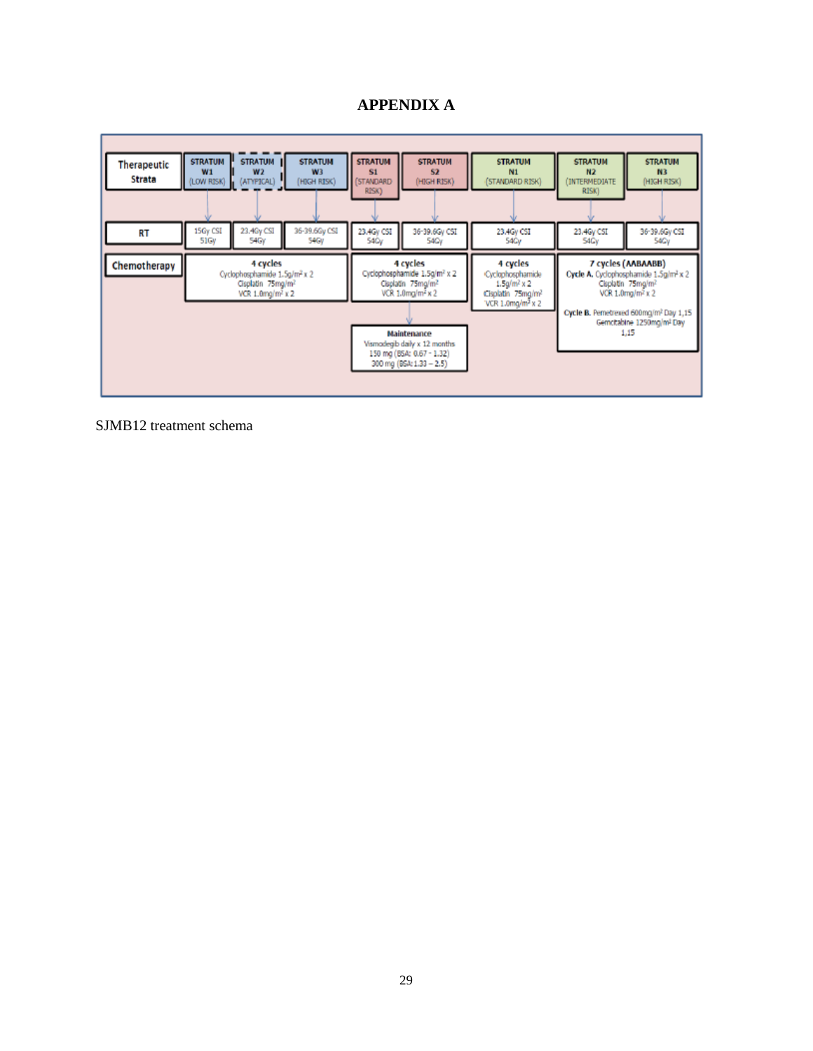# APPENDIX A

| Therapeutic Strata | STRATUM W1 (LOW RISK) | STRATUM W2 (ATYPICAL) | STRATUM W3 (HIGH RISK) | STRATUM S1 (STANDARD RISK) | STRATUM S2 (HIGH RISK) | STRATUM N1 (STANDARD RISK) | STRATUM N2 (INTERMEDIATE RISK) | STRATUM N3 (HIGH RISK) |
|---|---|---|---|---|---|---|---|---|
| RT | 15Gy CSI 51Gy | 23.4Gy CSI 54Gy | 36-39.6Gy CSI 54Gy | 23.4Gy CSI 54Gy | 36-39.6Gy CSI 54Gy | 23.4Gy CSI 54Gy | 23.4Gy CSI 54Gy | 36-39.6Gy CSI 54Gy |
| Chemotherapy | 4 cycles Cyclophosphamide 1.5g/m² x 2 Cisplatin 75mg/m² VCR 1.0mg/m² x 2 | | | 4 cycles Cyclophosphamide 1.5g/m² x 2 Cisplatin 75mg/m² VCR 1.0mg/m² x 2 | | 4 cycles Cyclophosphamide 1.5g/m² x 2 Cisplatin 75mg/m² VCR 1.0mg/m² x 2 | 7 cycles (AABAABB) Cycle A. Cyclophosphamide 1.5g/m² x 2 Cisplatin 75mg/m² VCR 1.0mg/m² x 2; Cycle B. Pemetrexed 600mg/m² Day 1,15 Gemcitabine 1250mg/m² Day 1,15 | |
| Maintenance | | | | Vismodegib daily x 12 months 150 mg (BSA: 0.67 - 1.32) 300 mg (BSA: 1.33 – 2.5) | | | | |

SJMB12 treatment schema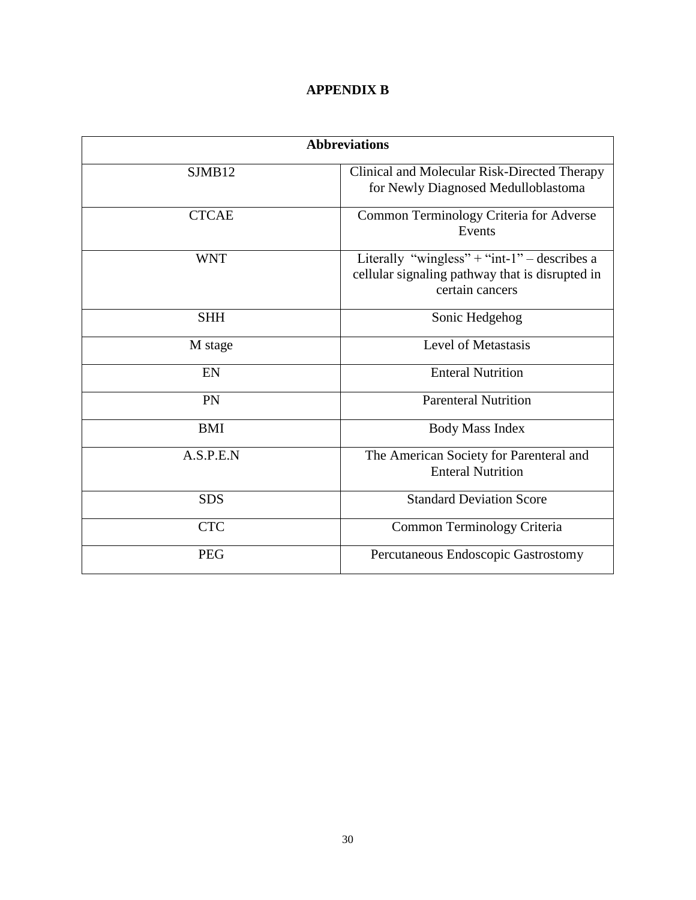# APPENDIX B

| Abbreviations | |
|---|---|
| SJMB12 | Clinical and Molecular Risk-Directed Therapy for Newly Diagnosed Medulloblastoma |
| CTCAE | Common Terminology Criteria for Adverse Events |
| WNT | Literally "wingless" + "int-1" – describes a cellular signaling pathway that is disrupted in certain cancers |
| SHH | Sonic Hedgehog |
| M stage | Level of Metastasis |
| EN | Enteral Nutrition |
| PN | Parenteral Nutrition |
| BMI | Body Mass Index |
| A.S.P.E.N | The American Society for Parenteral and Enteral Nutrition |
| SDS | Standard Deviation Score |
| CTC | Common Terminology Criteria |
| PEG | Percutaneous Endoscopic Gastrostomy |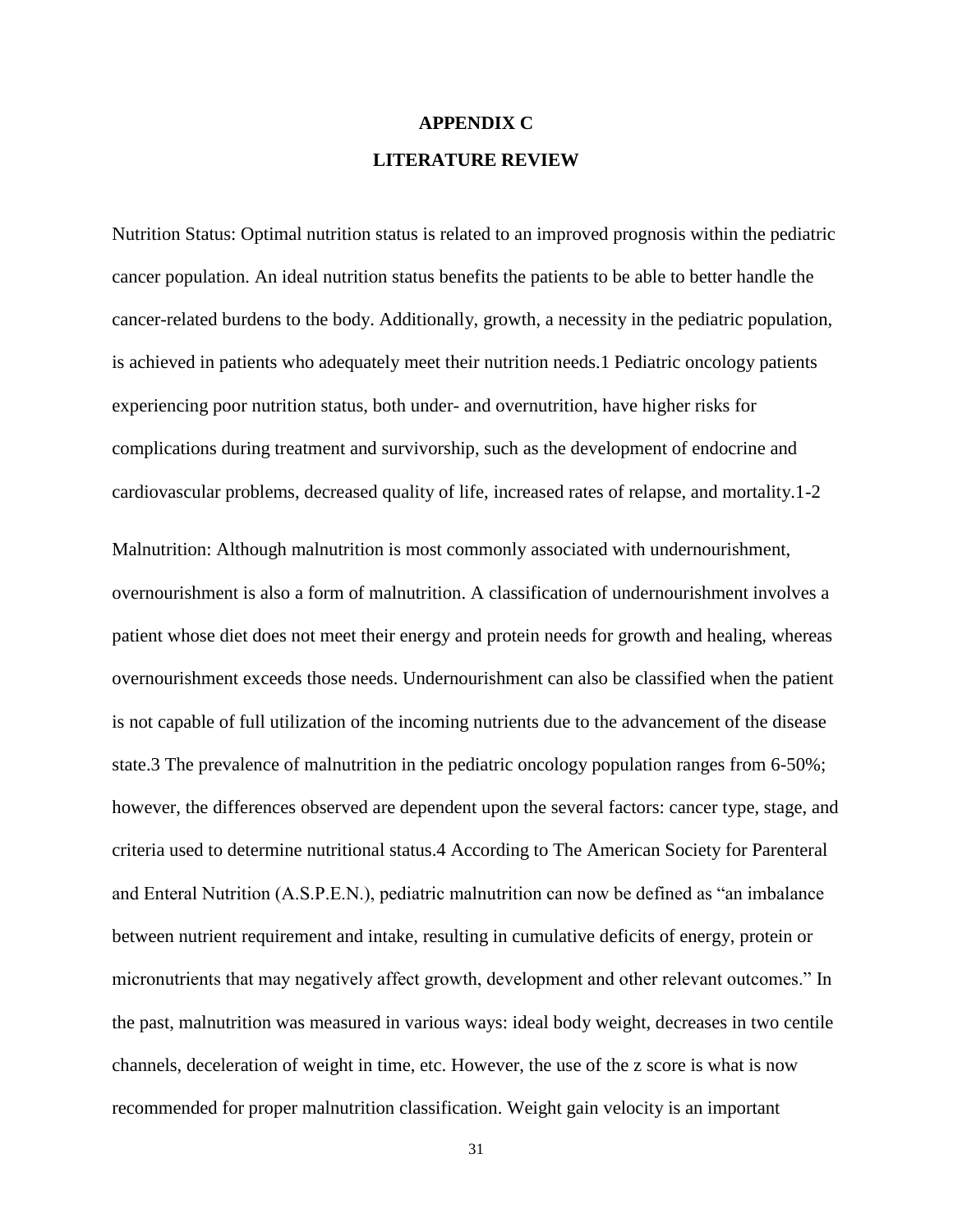# APPENDIX C

## LITERATURE REVIEW

Nutrition Status: Optimal nutrition status is related to an improved prognosis within the pediatric cancer population. An ideal nutrition status benefits the patients to be able to better handle the cancer-related burdens to the body. Additionally, growth, a necessity in the pediatric population, is achieved in patients who adequately meet their nutrition needs.[1] Pediatric oncology patients experiencing poor nutrition status, both under- and overnutrition, have higher risks for complications during treatment and survivorship, such as the development of endocrine and cardiovascular problems, decreased quality of life, increased rates of relapse, and mortality.[1-2]

Malnutrition: Although malnutrition is most commonly associated with undernourishment, overnourishment is also a form of malnutrition. A classification of undernourishment involves a patient whose diet does not meet their energy and protein needs for growth and healing, whereas overnourishment exceeds those needs. Undernourishment can also be classified when the patient is not capable of full utilization of the incoming nutrients due to the advancement of the disease state.[3] The prevalence of malnutrition in the pediatric oncology population ranges from 6-50%; however, the differences observed are dependent upon the several factors: cancer type, stage, and criteria used to determine nutritional status.[4] According to The American Society for Parenteral and Enteral Nutrition (A.S.P.E.N.), pediatric malnutrition can now be defined as "an imbalance between nutrient requirement and intake, resulting in cumulative deficits of energy, protein or micronutrients that may negatively affect growth, development and other relevant outcomes." In the past, malnutrition was measured in various ways: ideal body weight, decreases in two centile channels, deceleration of weight in time, etc. However, the use of the z score is what is now recommended for proper malnutrition classification. Weight gain velocity is an important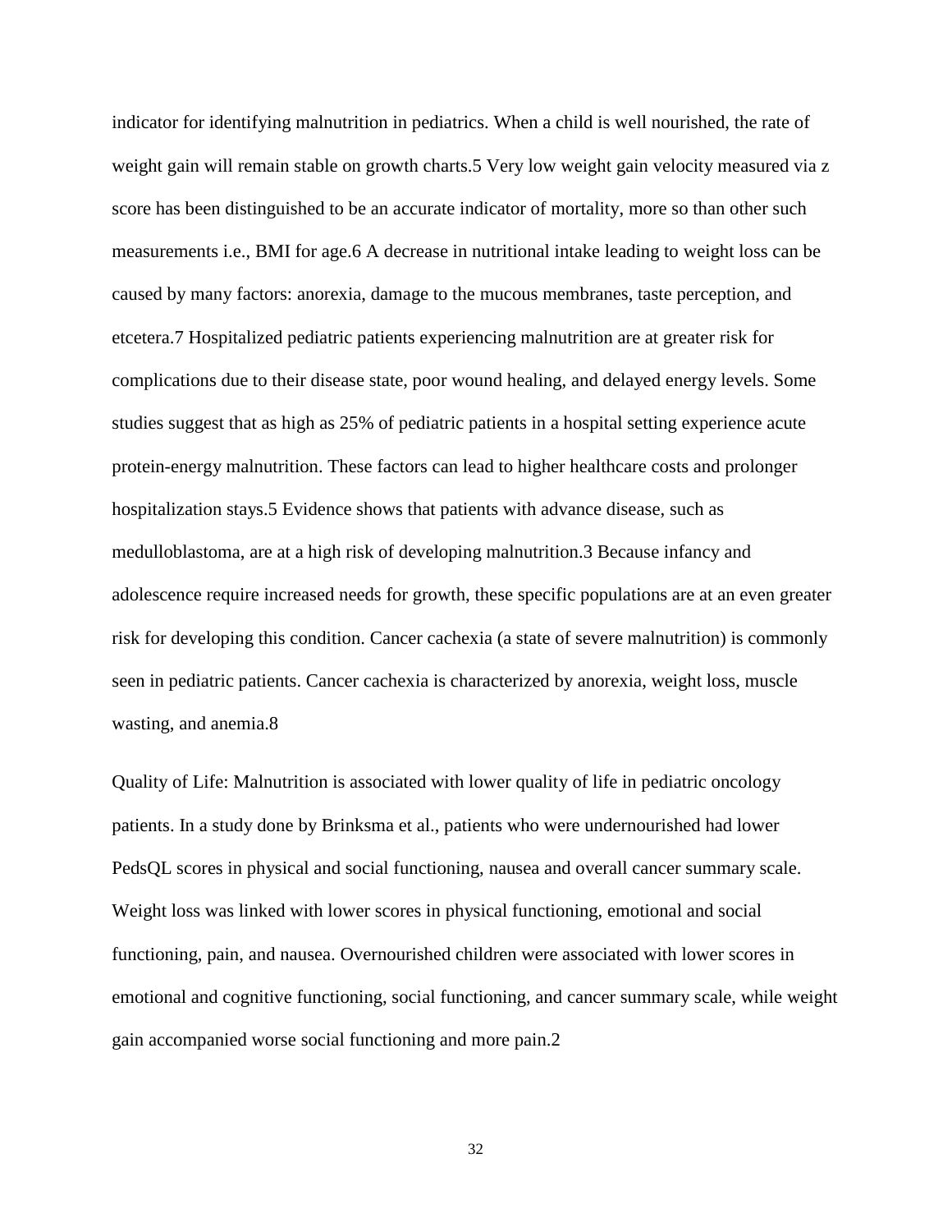indicator for identifying malnutrition in pediatrics. When a child is well nourished, the rate of weight gain will remain stable on growth charts.[5] Very low weight gain velocity measured via z score has been distinguished to be an accurate indicator of mortality, more so than other such measurements i.e., BMI for age.[6] A decrease in nutritional intake leading to weight loss can be caused by many factors: anorexia, damage to the mucous membranes, taste perception, and etcetera.[7] Hospitalized pediatric patients experiencing malnutrition are at greater risk for complications due to their disease state, poor wound healing, and delayed energy levels. Some studies suggest that as high as 25% of pediatric patients in a hospital setting experience acute protein-energy malnutrition. These factors can lead to higher healthcare costs and prolonger hospitalization stays.[5] Evidence shows that patients with advance disease, such as medulloblastoma, are at a high risk of developing malnutrition.[3] Because infancy and adolescence require increased needs for growth, these specific populations are at an even greater risk for developing this condition. Cancer cachexia (a state of severe malnutrition) is commonly seen in pediatric patients. Cancer cachexia is characterized by anorexia, weight loss, muscle wasting, and anemia.[8]

Quality of Life: Malnutrition is associated with lower quality of life in pediatric oncology patients. In a study done by Brinksma et al., patients who were undernourished had lower PedsQL scores in physical and social functioning, nausea and overall cancer summary scale. Weight loss was linked with lower scores in physical functioning, emotional and social functioning, pain, and nausea. Overnourished children were associated with lower scores in emotional and cognitive functioning, social functioning, and cancer summary scale, while weight gain accompanied worse social functioning and more pain.[2]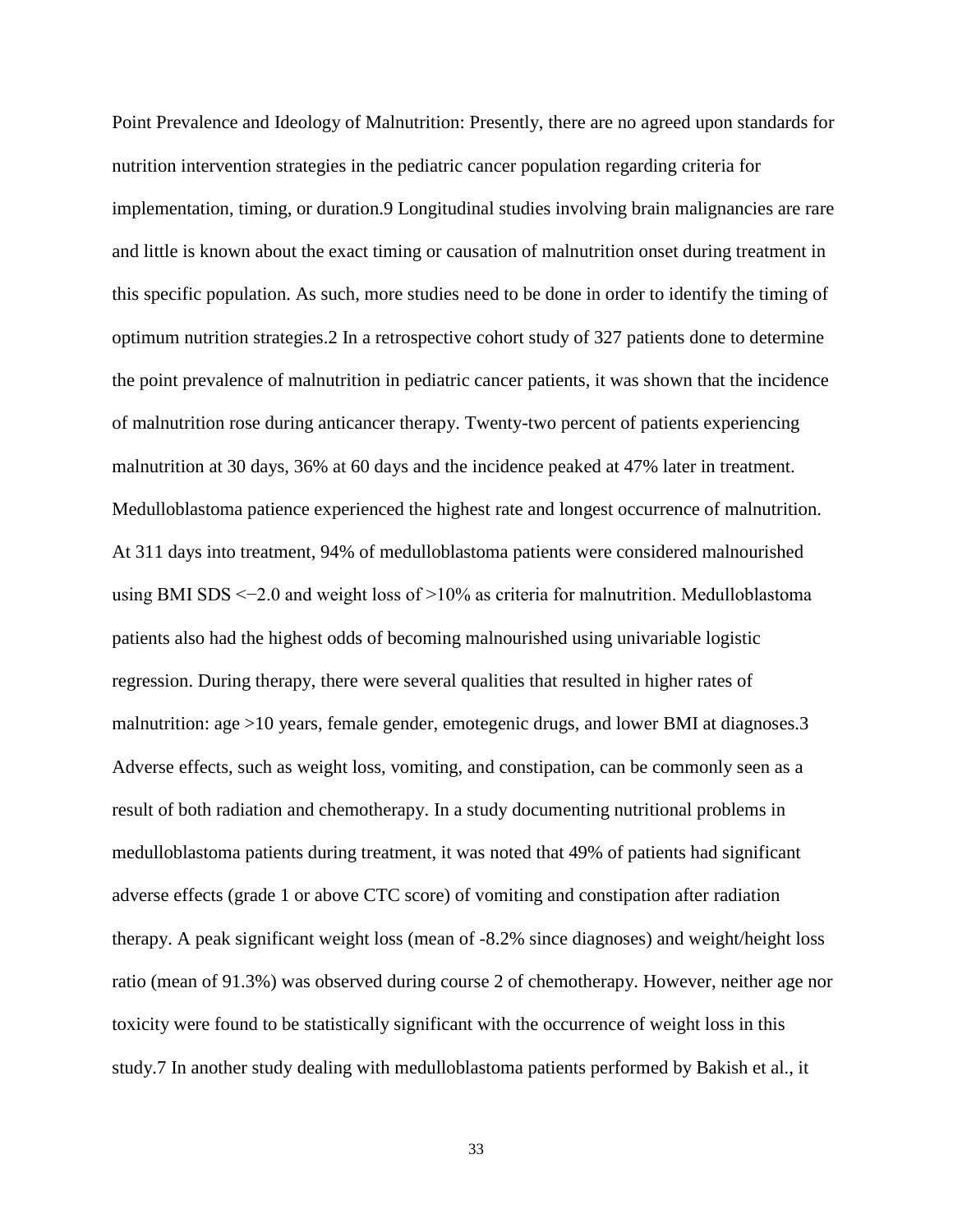Point Prevalence and Ideology of Malnutrition: Presently, there are no agreed upon standards for nutrition intervention strategies in the pediatric cancer population regarding criteria for implementation, timing, or duration.9 Longitudinal studies involving brain malignancies are rare and little is known about the exact timing or causation of malnutrition onset during treatment in this specific population. As such, more studies need to be done in order to identify the timing of optimum nutrition strategies.2 In a retrospective cohort study of 327 patients done to determine the point prevalence of malnutrition in pediatric cancer patients, it was shown that the incidence of malnutrition rose during anticancer therapy. Twenty-two percent of patients experiencing malnutrition at 30 days, 36% at 60 days and the incidence peaked at 47% later in treatment. Medulloblastoma patience experienced the highest rate and longest occurrence of malnutrition. At 311 days into treatment, 94% of medulloblastoma patients were considered malnourished using BMI SDS <−2.0 and weight loss of >10% as criteria for malnutrition. Medulloblastoma patients also had the highest odds of becoming malnourished using univariable logistic regression. During therapy, there were several qualities that resulted in higher rates of malnutrition: age >10 years, female gender, emotegenic drugs, and lower BMI at diagnoses.3 Adverse effects, such as weight loss, vomiting, and constipation, can be commonly seen as a result of both radiation and chemotherapy. In a study documenting nutritional problems in medulloblastoma patients during treatment, it was noted that 49% of patients had significant adverse effects (grade 1 or above CTC score) of vomiting and constipation after radiation therapy. A peak significant weight loss (mean of -8.2% since diagnoses) and weight/height loss ratio (mean of 91.3%) was observed during course 2 of chemotherapy. However, neither age nor toxicity were found to be statistically significant with the occurrence of weight loss in this study.7 In another study dealing with medulloblastoma patients performed by Bakish et al., it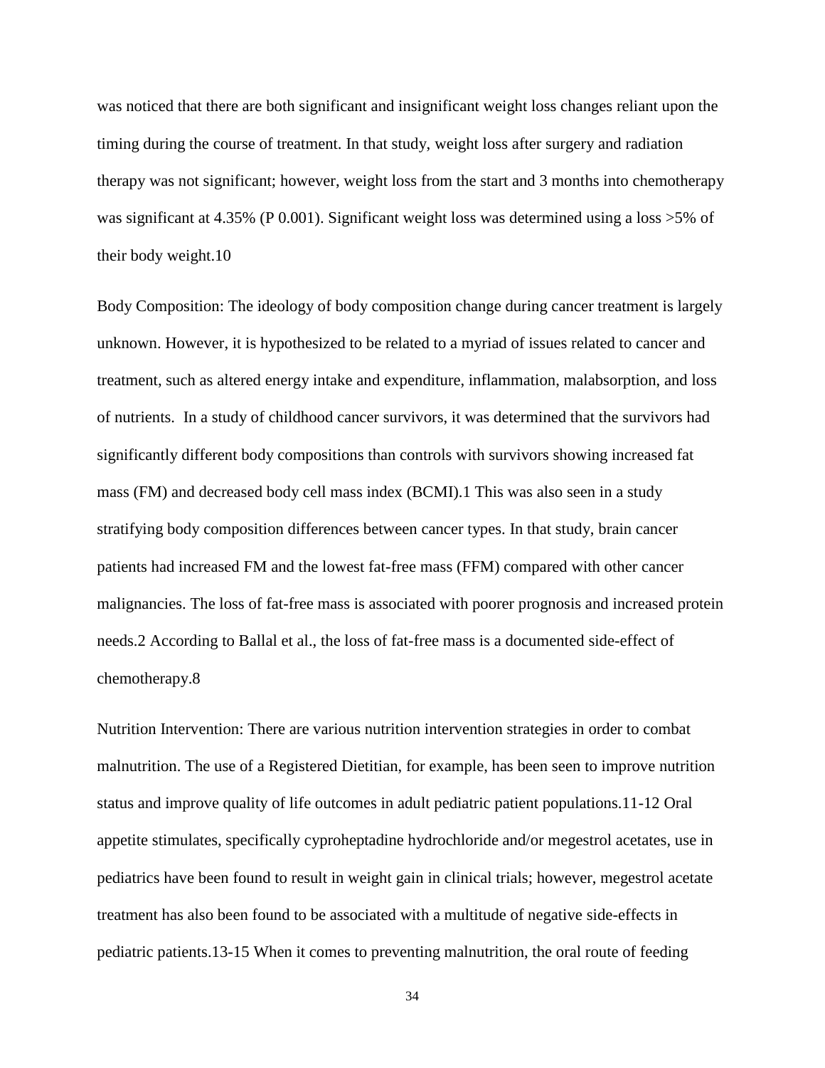was noticed that there are both significant and insignificant weight loss changes reliant upon the timing during the course of treatment. In that study, weight loss after surgery and radiation therapy was not significant; however, weight loss from the start and 3 months into chemotherapy was significant at 4.35% (P 0.001). Significant weight loss was determined using a loss >5% of their body weight.[10]

Body Composition: The ideology of body composition change during cancer treatment is largely unknown. However, it is hypothesized to be related to a myriad of issues related to cancer and treatment, such as altered energy intake and expenditure, inflammation, malabsorption, and loss of nutrients. In a study of childhood cancer survivors, it was determined that the survivors had significantly different body compositions than controls with survivors showing increased fat mass (FM) and decreased body cell mass index (BCMI).[1] This was also seen in a study stratifying body composition differences between cancer types. In that study, brain cancer patients had increased FM and the lowest fat-free mass (FFM) compared with other cancer malignancies. The loss of fat-free mass is associated with poorer prognosis and increased protein needs.[2] According to Ballal et al., the loss of fat-free mass is a documented side-effect of chemotherapy.[8]

Nutrition Intervention: There are various nutrition intervention strategies in order to combat malnutrition. The use of a Registered Dietitian, for example, has been seen to improve nutrition status and improve quality of life outcomes in adult pediatric patient populations.[11-12] Oral appetite stimulates, specifically cyproheptadine hydrochloride and/or megestrol acetates, use in pediatrics have been found to result in weight gain in clinical trials; however, megestrol acetate treatment has also been found to be associated with a multitude of negative side-effects in pediatric patients.[13-15] When it comes to preventing malnutrition, the oral route of feeding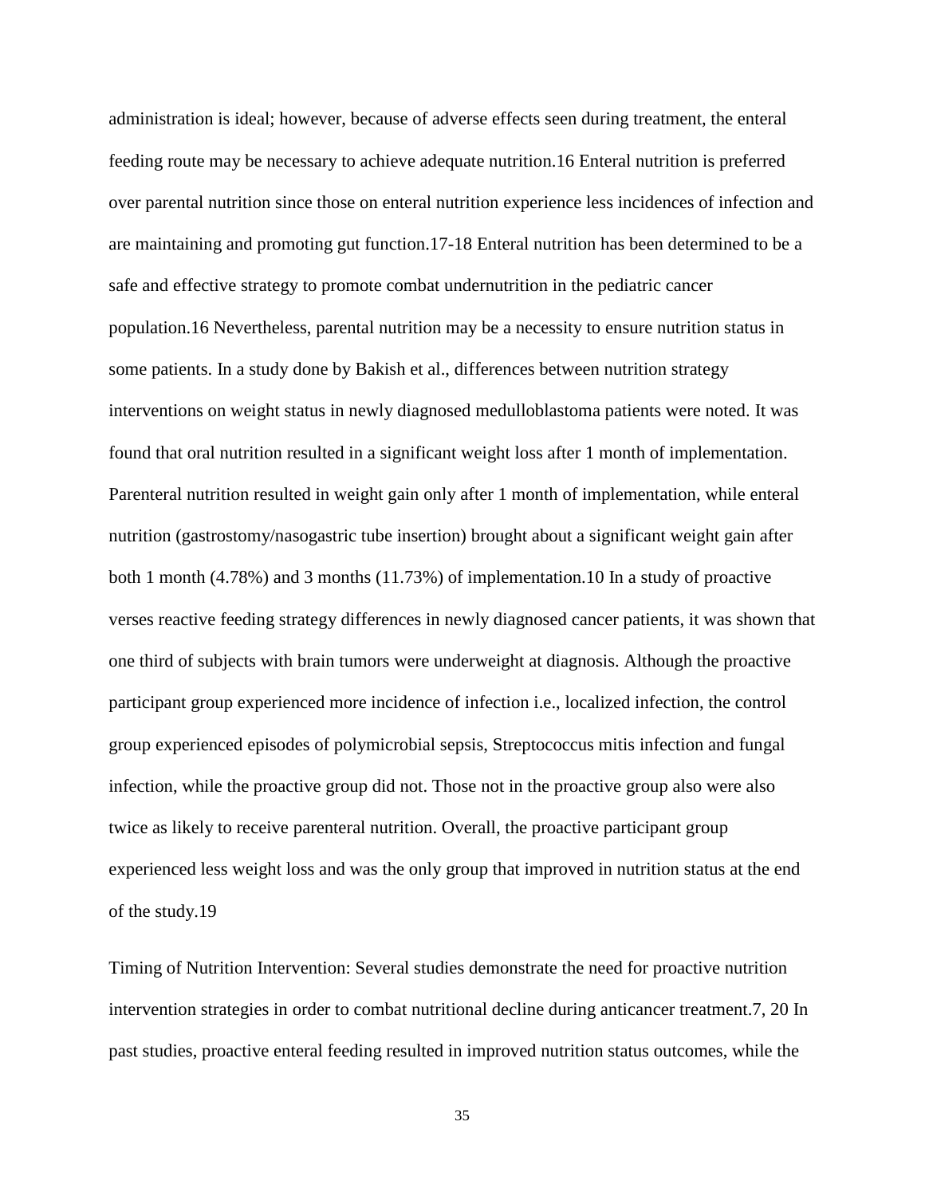administration is ideal; however, because of adverse effects seen during treatment, the enteral feeding route may be necessary to achieve adequate nutrition.16 Enteral nutrition is preferred over parental nutrition since those on enteral nutrition experience less incidences of infection and are maintaining and promoting gut function.17-18 Enteral nutrition has been determined to be a safe and effective strategy to promote combat undernutrition in the pediatric cancer population.16 Nevertheless, parental nutrition may be a necessity to ensure nutrition status in some patients. In a study done by Bakish et al., differences between nutrition strategy interventions on weight status in newly diagnosed medulloblastoma patients were noted. It was found that oral nutrition resulted in a significant weight loss after 1 month of implementation. Parenteral nutrition resulted in weight gain only after 1 month of implementation, while enteral nutrition (gastrostomy/nasogastric tube insertion) brought about a significant weight gain after both 1 month (4.78%) and 3 months (11.73%) of implementation.10 In a study of proactive verses reactive feeding strategy differences in newly diagnosed cancer patients, it was shown that one third of subjects with brain tumors were underweight at diagnosis. Although the proactive participant group experienced more incidence of infection i.e., localized infection, the control group experienced episodes of polymicrobial sepsis, Streptococcus mitis infection and fungal infection, while the proactive group did not. Those not in the proactive group also were also twice as likely to receive parenteral nutrition. Overall, the proactive participant group experienced less weight loss and was the only group that improved in nutrition status at the end of the study.19

Timing of Nutrition Intervention: Several studies demonstrate the need for proactive nutrition intervention strategies in order to combat nutritional decline during anticancer treatment.7, 20 In past studies, proactive enteral feeding resulted in improved nutrition status outcomes, while the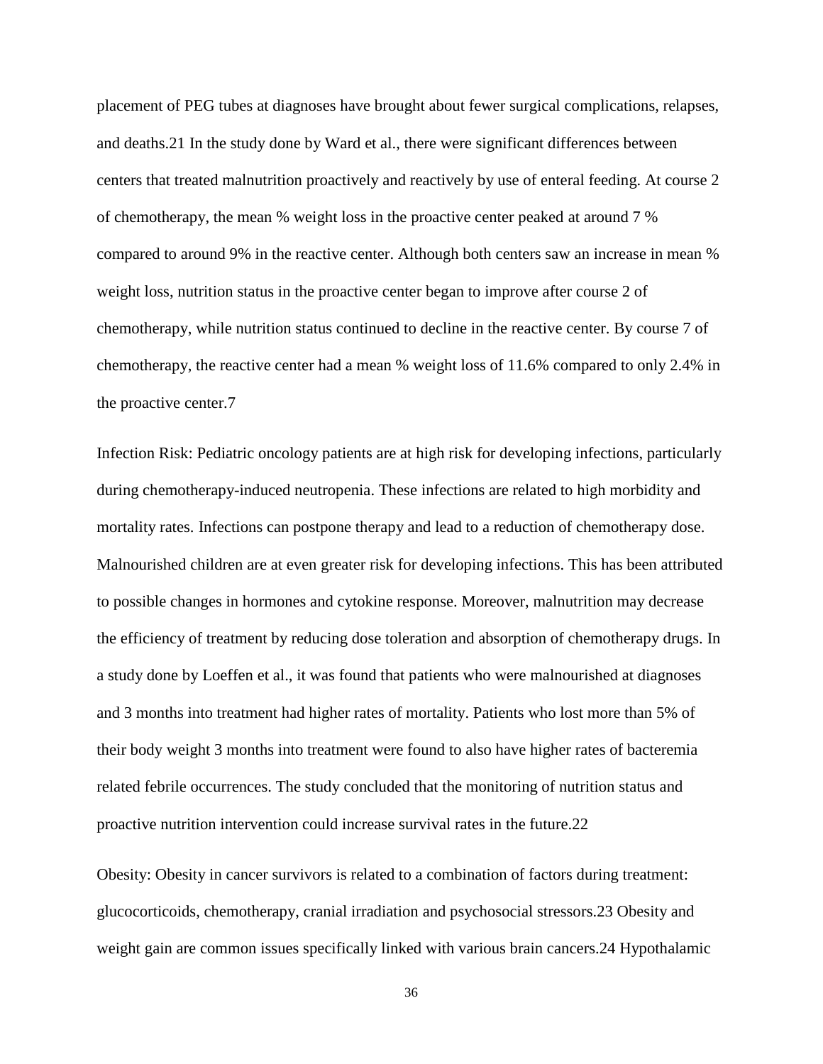placement of PEG tubes at diagnoses have brought about fewer surgical complications, relapses, and deaths.[21] In the study done by Ward et al., there were significant differences between centers that treated malnutrition proactively and reactively by use of enteral feeding. At course 2 of chemotherapy, the mean % weight loss in the proactive center peaked at around 7 % compared to around 9% in the reactive center. Although both centers saw an increase in mean % weight loss, nutrition status in the proactive center began to improve after course 2 of chemotherapy, while nutrition status continued to decline in the reactive center. By course 7 of chemotherapy, the reactive center had a mean % weight loss of 11.6% compared to only 2.4% in the proactive center.[7]

Infection Risk: Pediatric oncology patients are at high risk for developing infections, particularly during chemotherapy-induced neutropenia. These infections are related to high morbidity and mortality rates. Infections can postpone therapy and lead to a reduction of chemotherapy dose. Malnourished children are at even greater risk for developing infections. This has been attributed to possible changes in hormones and cytokine response. Moreover, malnutrition may decrease the efficiency of treatment by reducing dose toleration and absorption of chemotherapy drugs. In a study done by Loeffen et al., it was found that patients who were malnourished at diagnoses and 3 months into treatment had higher rates of mortality. Patients who lost more than 5% of their body weight 3 months into treatment were found to also have higher rates of bacteremia related febrile occurrences. The study concluded that the monitoring of nutrition status and proactive nutrition intervention could increase survival rates in the future.[22]

Obesity: Obesity in cancer survivors is related to a combination of factors during treatment: glucocorticoids, chemotherapy, cranial irradiation and psychosocial stressors.[23] Obesity and weight gain are common issues specifically linked with various brain cancers.[24] Hypothalamic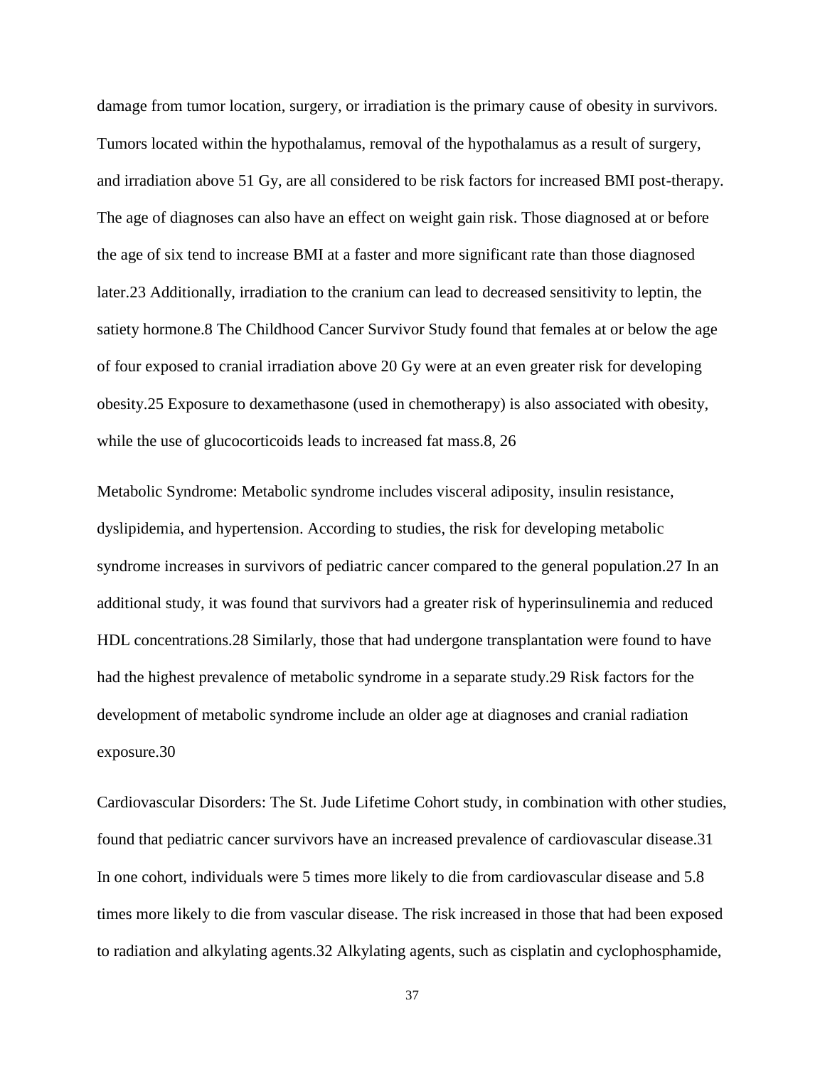damage from tumor location, surgery, or irradiation is the primary cause of obesity in survivors. Tumors located within the hypothalamus, removal of the hypothalamus as a result of surgery, and irradiation above 51 Gy, are all considered to be risk factors for increased BMI post-therapy. The age of diagnoses can also have an effect on weight gain risk. Those diagnosed at or before the age of six tend to increase BMI at a faster and more significant rate than those diagnosed later.23 Additionally, irradiation to the cranium can lead to decreased sensitivity to leptin, the satiety hormone.8 The Childhood Cancer Survivor Study found that females at or below the age of four exposed to cranial irradiation above 20 Gy were at an even greater risk for developing obesity.25 Exposure to dexamethasone (used in chemotherapy) is also associated with obesity, while the use of glucocorticoids leads to increased fat mass.8, 26

Metabolic Syndrome: Metabolic syndrome includes visceral adiposity, insulin resistance, dyslipidemia, and hypertension. According to studies, the risk for developing metabolic syndrome increases in survivors of pediatric cancer compared to the general population.27 In an additional study, it was found that survivors had a greater risk of hyperinsulinemia and reduced HDL concentrations.28 Similarly, those that had undergone transplantation were found to have had the highest prevalence of metabolic syndrome in a separate study.29 Risk factors for the development of metabolic syndrome include an older age at diagnoses and cranial radiation exposure.30

Cardiovascular Disorders: The St. Jude Lifetime Cohort study, in combination with other studies, found that pediatric cancer survivors have an increased prevalence of cardiovascular disease.31 In one cohort, individuals were 5 times more likely to die from cardiovascular disease and 5.8 times more likely to die from vascular disease. The risk increased in those that had been exposed to radiation and alkylating agents.32 Alkylating agents, such as cisplatin and cyclophosphamide,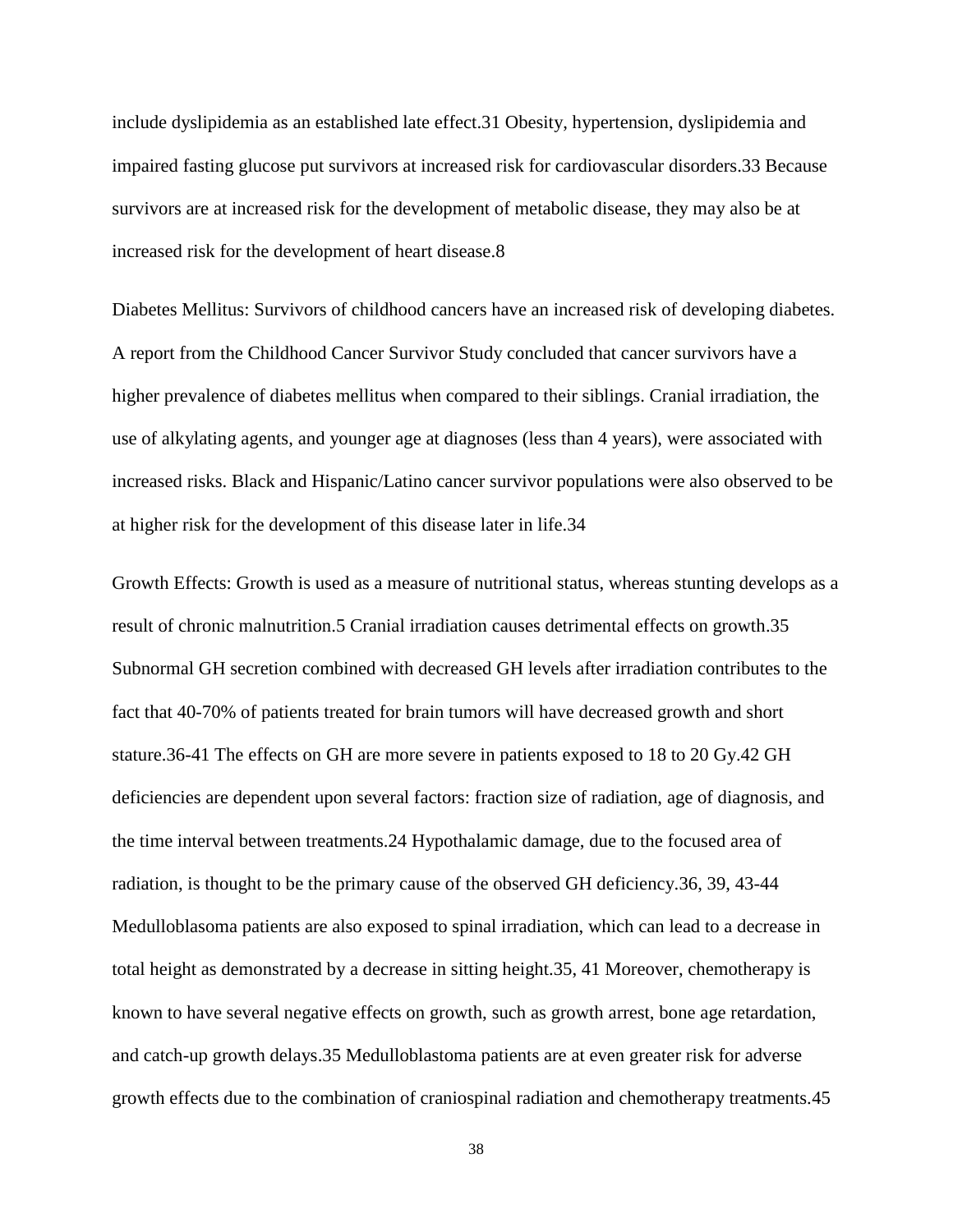include dyslipidemia as an established late effect.31 Obesity, hypertension, dyslipidemia and impaired fasting glucose put survivors at increased risk for cardiovascular disorders.33 Because survivors are at increased risk for the development of metabolic disease, they may also be at increased risk for the development of heart disease.8

Diabetes Mellitus: Survivors of childhood cancers have an increased risk of developing diabetes. A report from the Childhood Cancer Survivor Study concluded that cancer survivors have a higher prevalence of diabetes mellitus when compared to their siblings. Cranial irradiation, the use of alkylating agents, and younger age at diagnoses (less than 4 years), were associated with increased risks. Black and Hispanic/Latino cancer survivor populations were also observed to be at higher risk for the development of this disease later in life.34

Growth Effects: Growth is used as a measure of nutritional status, whereas stunting develops as a result of chronic malnutrition.5 Cranial irradiation causes detrimental effects on growth.35 Subnormal GH secretion combined with decreased GH levels after irradiation contributes to the fact that 40-70% of patients treated for brain tumors will have decreased growth and short stature.36-41 The effects on GH are more severe in patients exposed to 18 to 20 Gy.42 GH deficiencies are dependent upon several factors: fraction size of radiation, age of diagnosis, and the time interval between treatments.24 Hypothalamic damage, due to the focused area of radiation, is thought to be the primary cause of the observed GH deficiency.36, 39, 43-44 Medulloblasoma patients are also exposed to spinal irradiation, which can lead to a decrease in total height as demonstrated by a decrease in sitting height.35, 41 Moreover, chemotherapy is known to have several negative effects on growth, such as growth arrest, bone age retardation, and catch-up growth delays.35 Medulloblastoma patients are at even greater risk for adverse growth effects due to the combination of craniospinal radiation and chemotherapy treatments.45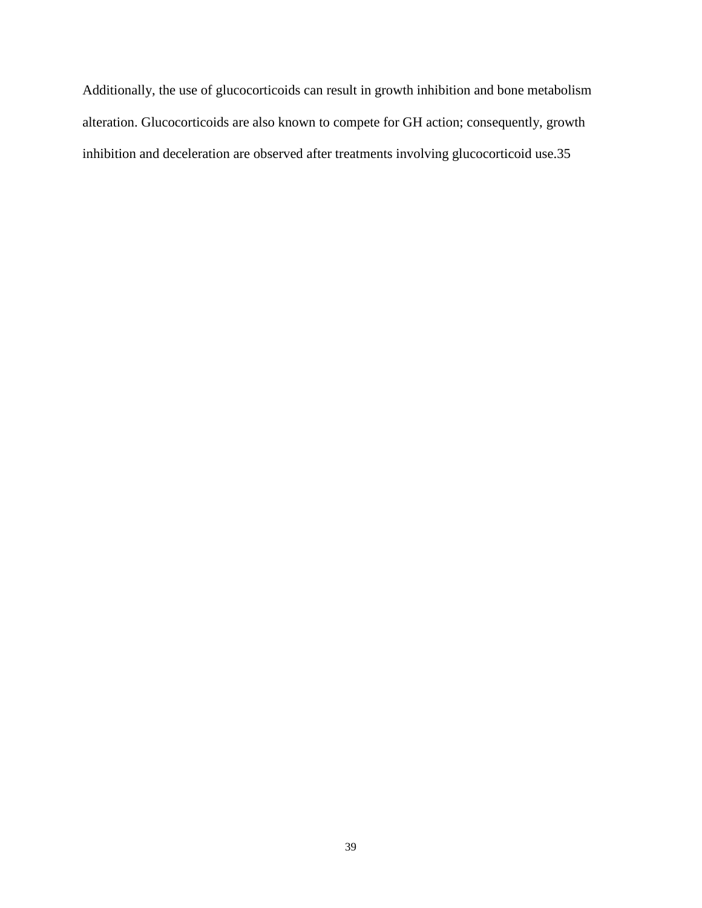Additionally, the use of glucocorticoids can result in growth inhibition and bone metabolism alteration. Glucocorticoids are also known to compete for GH action; consequently, growth inhibition and deceleration are observed after treatments involving glucocorticoid use.35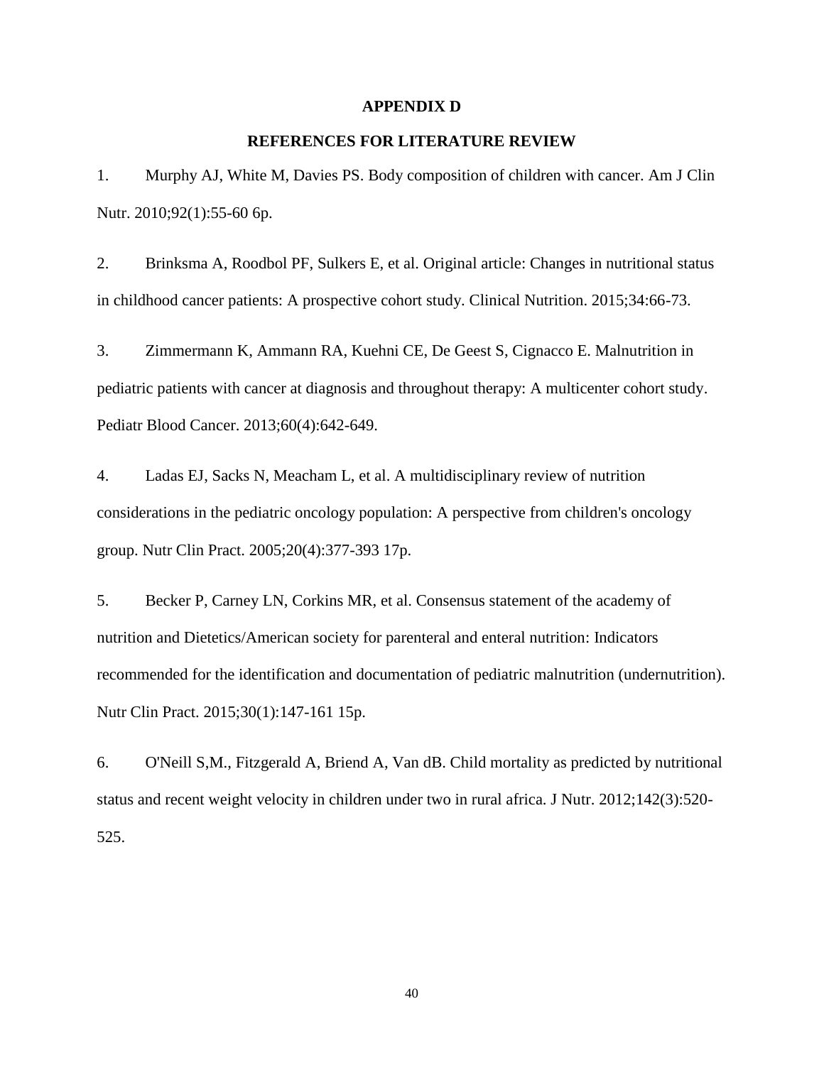# APPENDIX D

## REFERENCES FOR LITERATURE REVIEW

1. Murphy AJ, White M, Davies PS. Body composition of children with cancer. Am J Clin Nutr. 2010;92(1):55-60 6p.

2. Brinksma A, Roodbol PF, Sulkers E, et al. Original article: Changes in nutritional status in childhood cancer patients: A prospective cohort study. Clinical Nutrition. 2015;34:66-73.

3. Zimmermann K, Ammann RA, Kuehni CE, De Geest S, Cignacco E. Malnutrition in pediatric patients with cancer at diagnosis and throughout therapy: A multicenter cohort study. Pediatr Blood Cancer. 2013;60(4):642-649.

4. Ladas EJ, Sacks N, Meacham L, et al. A multidisciplinary review of nutrition considerations in the pediatric oncology population: A perspective from children's oncology group. Nutr Clin Pract. 2005;20(4):377-393 17p.

5. Becker P, Carney LN, Corkins MR, et al. Consensus statement of the academy of nutrition and Dietetics/American society for parenteral and enteral nutrition: Indicators recommended for the identification and documentation of pediatric malnutrition (undernutrition). Nutr Clin Pract. 2015;30(1):147-161 15p.

6. O'Neill S,M., Fitzgerald A, Briend A, Van dB. Child mortality as predicted by nutritional status and recent weight velocity in children under two in rural africa. J Nutr. 2012;142(3):520-525.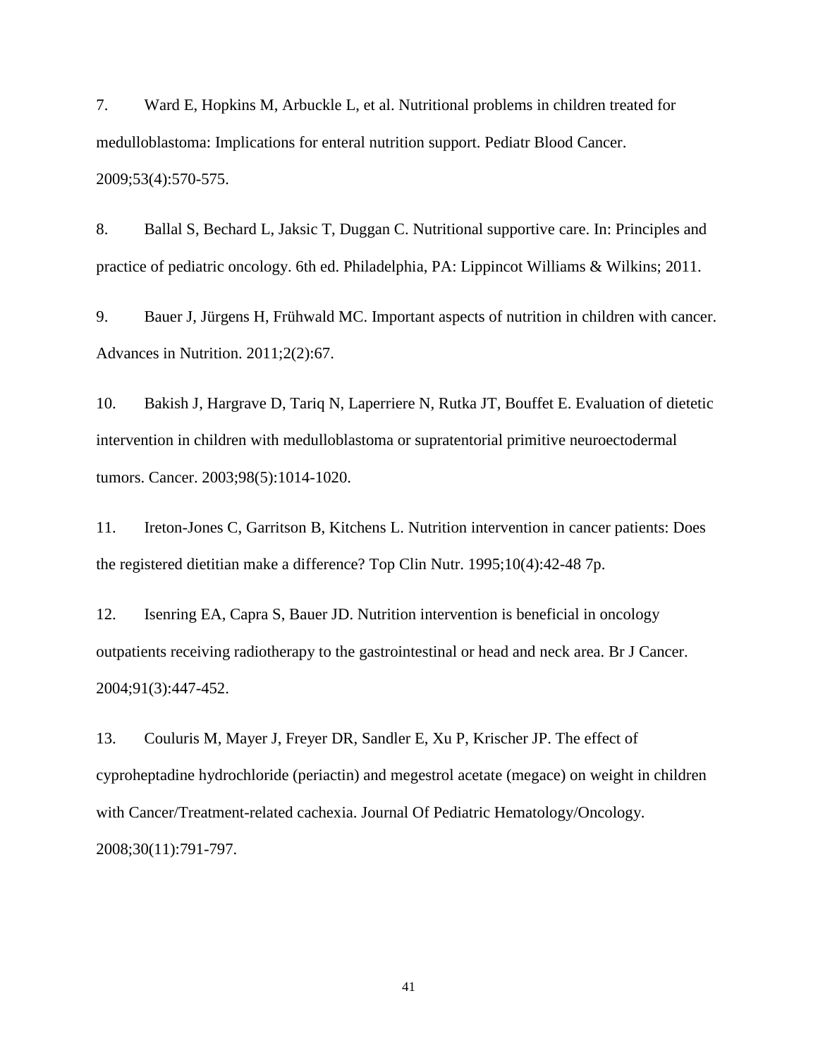7. Ward E, Hopkins M, Arbuckle L, et al. Nutritional problems in children treated for medulloblastoma: Implications for enteral nutrition support. Pediatr Blood Cancer. 2009;53(4):570-575.

8. Ballal S, Bechard L, Jaksic T, Duggan C. Nutritional supportive care. In: Principles and practice of pediatric oncology. 6th ed. Philadelphia, PA: Lippincot Williams & Wilkins; 2011.

9. Bauer J, Jürgens H, Frühwald MC. Important aspects of nutrition in children with cancer. Advances in Nutrition. 2011;2(2):67.

10. Bakish J, Hargrave D, Tariq N, Laperriere N, Rutka JT, Bouffet E. Evaluation of dietetic intervention in children with medulloblastoma or supratentorial primitive neuroectodermal tumors. Cancer. 2003;98(5):1014-1020.

11. Ireton-Jones C, Garritson B, Kitchens L. Nutrition intervention in cancer patients: Does the registered dietitian make a difference? Top Clin Nutr. 1995;10(4):42-48 7p.

12. Isenring EA, Capra S, Bauer JD. Nutrition intervention is beneficial in oncology outpatients receiving radiotherapy to the gastrointestinal or head and neck area. Br J Cancer. 2004;91(3):447-452.

13. Couluris M, Mayer J, Freyer DR, Sandler E, Xu P, Krischer JP. The effect of cyproheptadine hydrochloride (periactin) and megestrol acetate (megace) on weight in children with Cancer/Treatment-related cachexia. Journal Of Pediatric Hematology/Oncology. 2008;30(11):791-797.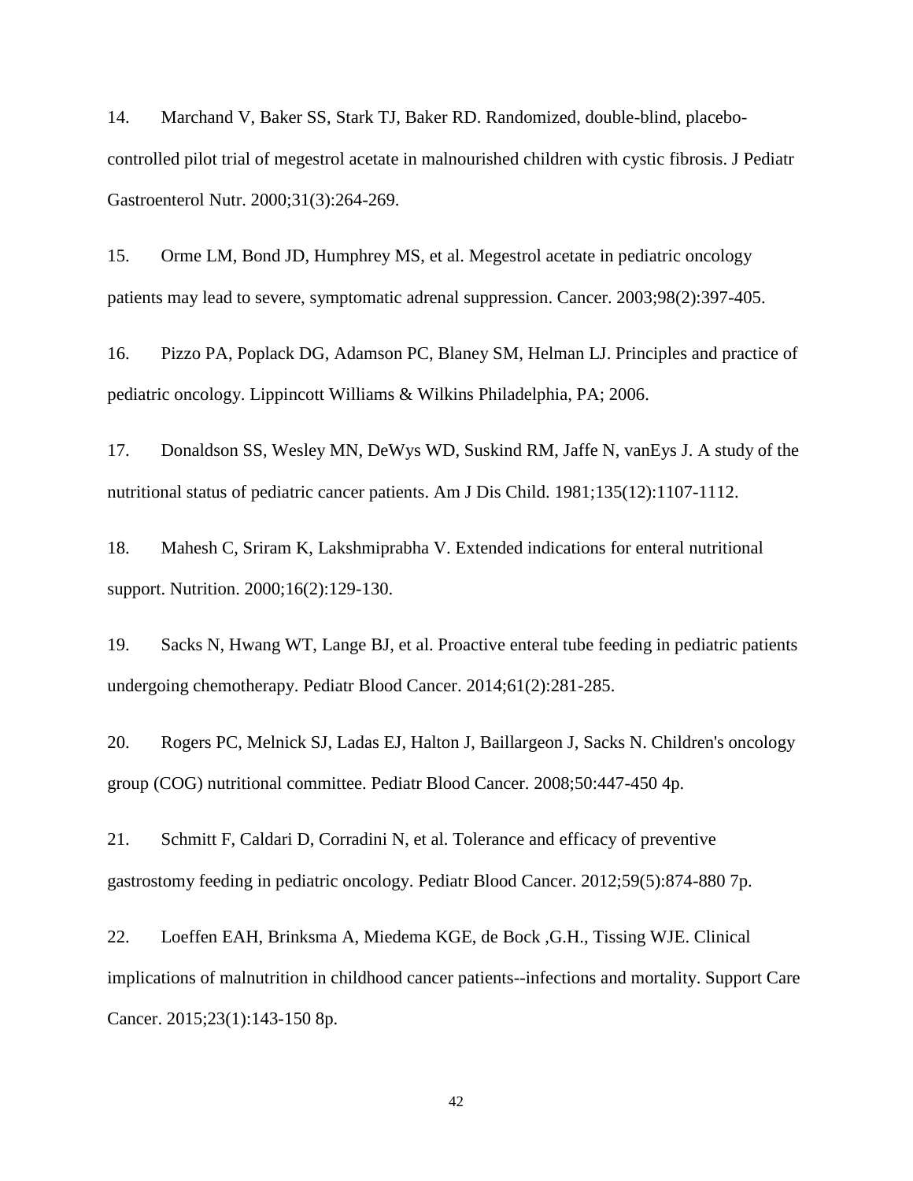14. Marchand V, Baker SS, Stark TJ, Baker RD. Randomized, double-blind, placebo-controlled pilot trial of megestrol acetate in malnourished children with cystic fibrosis. J Pediatr Gastroenterol Nutr. 2000;31(3):264-269.

15. Orme LM, Bond JD, Humphrey MS, et al. Megestrol acetate in pediatric oncology patients may lead to severe, symptomatic adrenal suppression. Cancer. 2003;98(2):397-405.

16. Pizzo PA, Poplack DG, Adamson PC, Blaney SM, Helman LJ. Principles and practice of pediatric oncology. Lippincott Williams & Wilkins Philadelphia, PA; 2006.

17. Donaldson SS, Wesley MN, DeWys WD, Suskind RM, Jaffe N, vanEys J. A study of the nutritional status of pediatric cancer patients. Am J Dis Child. 1981;135(12):1107-1112.

18. Mahesh C, Sriram K, Lakshmiprabha V. Extended indications for enteral nutritional support. Nutrition. 2000;16(2):129-130.

19. Sacks N, Hwang WT, Lange BJ, et al. Proactive enteral tube feeding in pediatric patients undergoing chemotherapy. Pediatr Blood Cancer. 2014;61(2):281-285.

20. Rogers PC, Melnick SJ, Ladas EJ, Halton J, Baillargeon J, Sacks N. Children's oncology group (COG) nutritional committee. Pediatr Blood Cancer. 2008;50:447-450 4p.

21. Schmitt F, Caldari D, Corradini N, et al. Tolerance and efficacy of preventive gastrostomy feeding in pediatric oncology. Pediatr Blood Cancer. 2012;59(5):874-880 7p.

22. Loeffen EAH, Brinksma A, Miedema KGE, de Bock ,G.H., Tissing WJE. Clinical implications of malnutrition in childhood cancer patients--infections and mortality. Support Care Cancer. 2015;23(1):143-150 8p.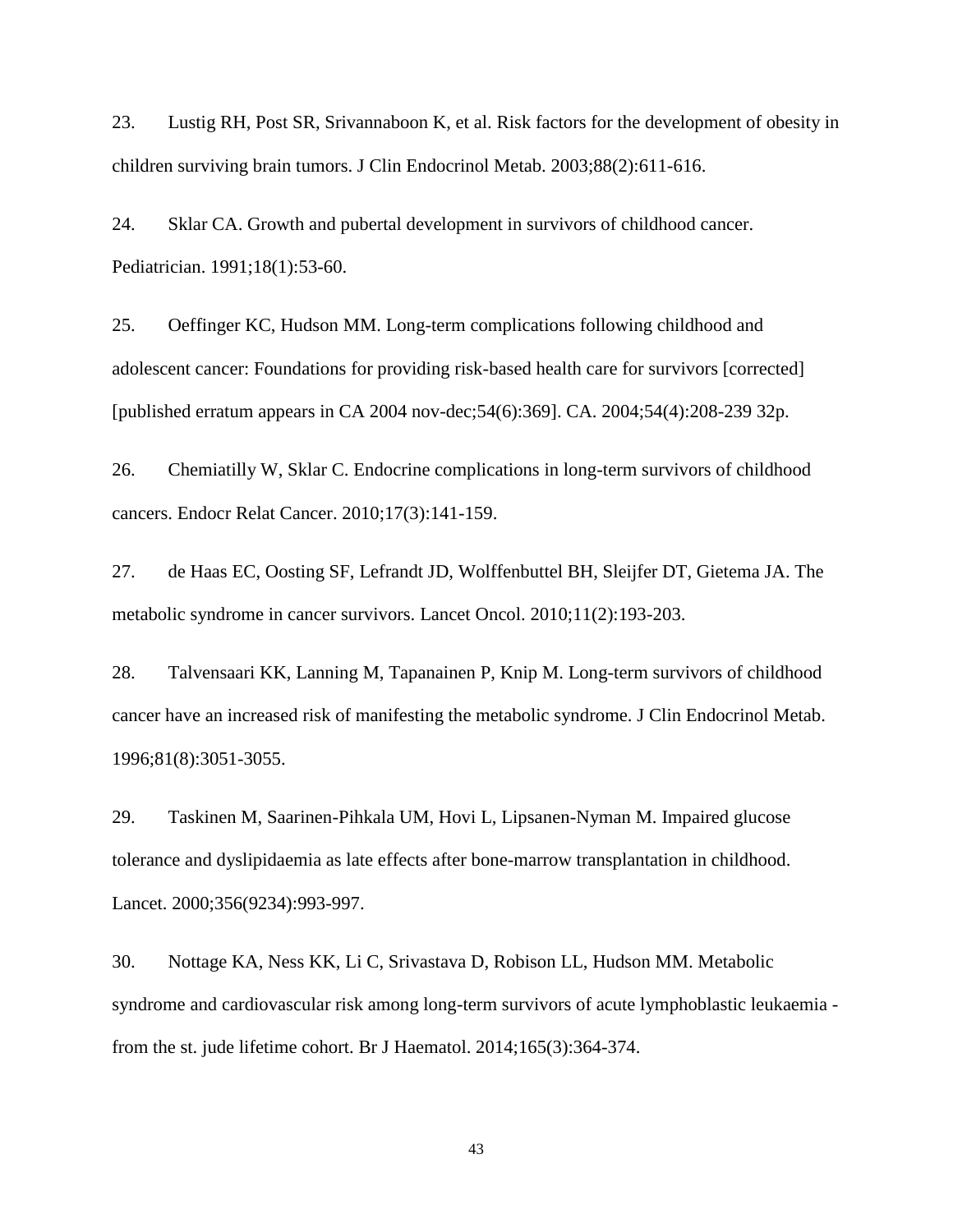23. Lustig RH, Post SR, Srivannaboon K, et al. Risk factors for the development of obesity in children surviving brain tumors. J Clin Endocrinol Metab. 2003;88(2):611-616.

24. Sklar CA. Growth and pubertal development in survivors of childhood cancer. Pediatrician. 1991;18(1):53-60.

25. Oeffinger KC, Hudson MM. Long-term complications following childhood and adolescent cancer: Foundations for providing risk-based health care for survivors [corrected] [published erratum appears in CA 2004 nov-dec;54(6):369]. CA. 2004;54(4):208-239 32p.

26. Chemiatilly W, Sklar C. Endocrine complications in long-term survivors of childhood cancers. Endocr Relat Cancer. 2010;17(3):141-159.

27. de Haas EC, Oosting SF, Lefrandt JD, Wolffenbuttel BH, Sleijfer DT, Gietema JA. The metabolic syndrome in cancer survivors. Lancet Oncol. 2010;11(2):193-203.

28. Talvensaari KK, Lanning M, Tapanainen P, Knip M. Long-term survivors of childhood cancer have an increased risk of manifesting the metabolic syndrome. J Clin Endocrinol Metab. 1996;81(8):3051-3055.

29. Taskinen M, Saarinen-Pihkala UM, Hovi L, Lipsanen-Nyman M. Impaired glucose tolerance and dyslipidaemia as late effects after bone-marrow transplantation in childhood. Lancet. 2000;356(9234):993-997.

30. Nottage KA, Ness KK, Li C, Srivastava D, Robison LL, Hudson MM. Metabolic syndrome and cardiovascular risk among long-term survivors of acute lymphoblastic leukaemia - from the st. jude lifetime cohort. Br J Haematol. 2014;165(3):364-374.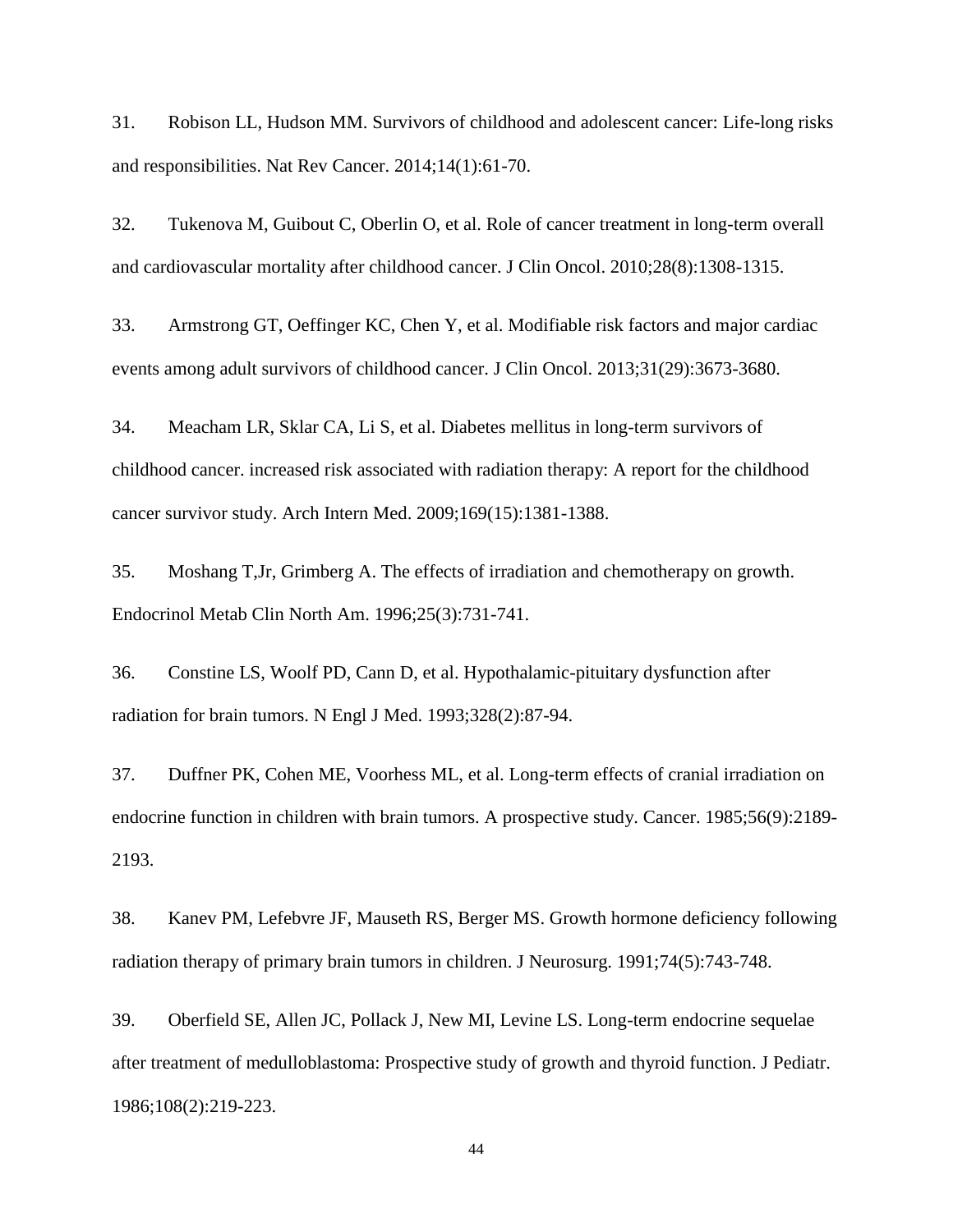31. Robison LL, Hudson MM. Survivors of childhood and adolescent cancer: Life-long risks and responsibilities. Nat Rev Cancer. 2014;14(1):61-70.

32. Tukenova M, Guibout C, Oberlin O, et al. Role of cancer treatment in long-term overall and cardiovascular mortality after childhood cancer. J Clin Oncol. 2010;28(8):1308-1315.

33. Armstrong GT, Oeffinger KC, Chen Y, et al. Modifiable risk factors and major cardiac events among adult survivors of childhood cancer. J Clin Oncol. 2013;31(29):3673-3680.

34. Meacham LR, Sklar CA, Li S, et al. Diabetes mellitus in long-term survivors of childhood cancer. increased risk associated with radiation therapy: A report for the childhood cancer survivor study. Arch Intern Med. 2009;169(15):1381-1388.

35. Moshang T,Jr, Grimberg A. The effects of irradiation and chemotherapy on growth. Endocrinol Metab Clin North Am. 1996;25(3):731-741.

36. Constine LS, Woolf PD, Cann D, et al. Hypothalamic-pituitary dysfunction after radiation for brain tumors. N Engl J Med. 1993;328(2):87-94.

37. Duffner PK, Cohen ME, Voorhess ML, et al. Long-term effects of cranial irradiation on endocrine function in children with brain tumors. A prospective study. Cancer. 1985;56(9):2189-2193.

38. Kanev PM, Lefebvre JF, Mauseth RS, Berger MS. Growth hormone deficiency following radiation therapy of primary brain tumors in children. J Neurosurg. 1991;74(5):743-748.

39. Oberfield SE, Allen JC, Pollack J, New MI, Levine LS. Long-term endocrine sequelae after treatment of medulloblastoma: Prospective study of growth and thyroid function. J Pediatr. 1986;108(2):219-223.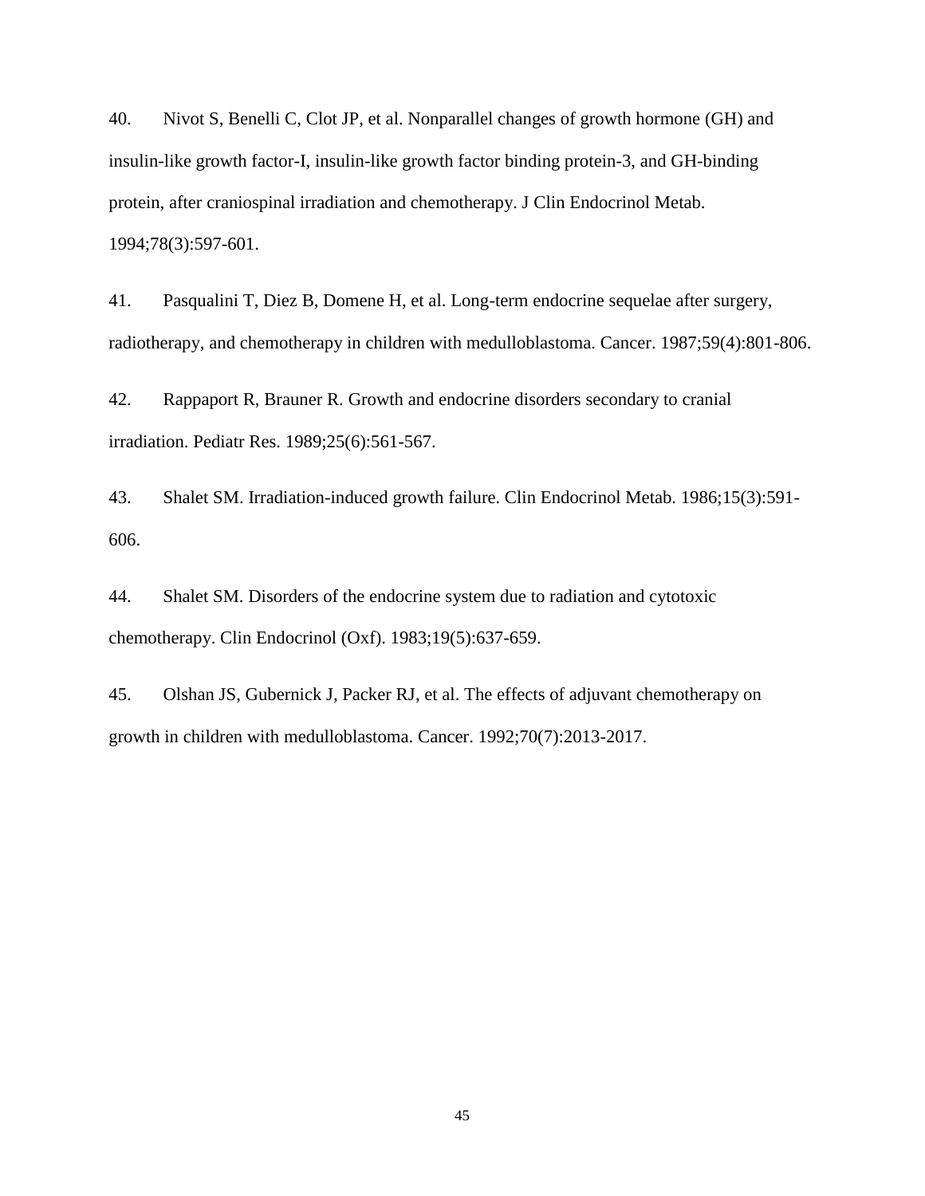40. Nivot S, Benelli C, Clot JP, et al. Nonparallel changes of growth hormone (GH) and insulin-like growth factor-I, insulin-like growth factor binding protein-3, and GH-binding protein, after craniospinal irradiation and chemotherapy. J Clin Endocrinol Metab. 1994;78(3):597-601.

41. Pasqualini T, Diez B, Domene H, et al. Long-term endocrine sequelae after surgery, radiotherapy, and chemotherapy in children with medulloblastoma. Cancer. 1987;59(4):801-806.

42. Rappaport R, Brauner R. Growth and endocrine disorders secondary to cranial irradiation. Pediatr Res. 1989;25(6):561-567.

43. Shalet SM. Irradiation-induced growth failure. Clin Endocrinol Metab. 1986;15(3):591-606.

44. Shalet SM. Disorders of the endocrine system due to radiation and cytotoxic chemotherapy. Clin Endocrinol (Oxf). 1983;19(5):637-659.

45. Olshan JS, Gubernick J, Packer RJ, et al. The effects of adjuvant chemotherapy on growth in children with medulloblastoma. Cancer. 1992;70(7):2013-2017.